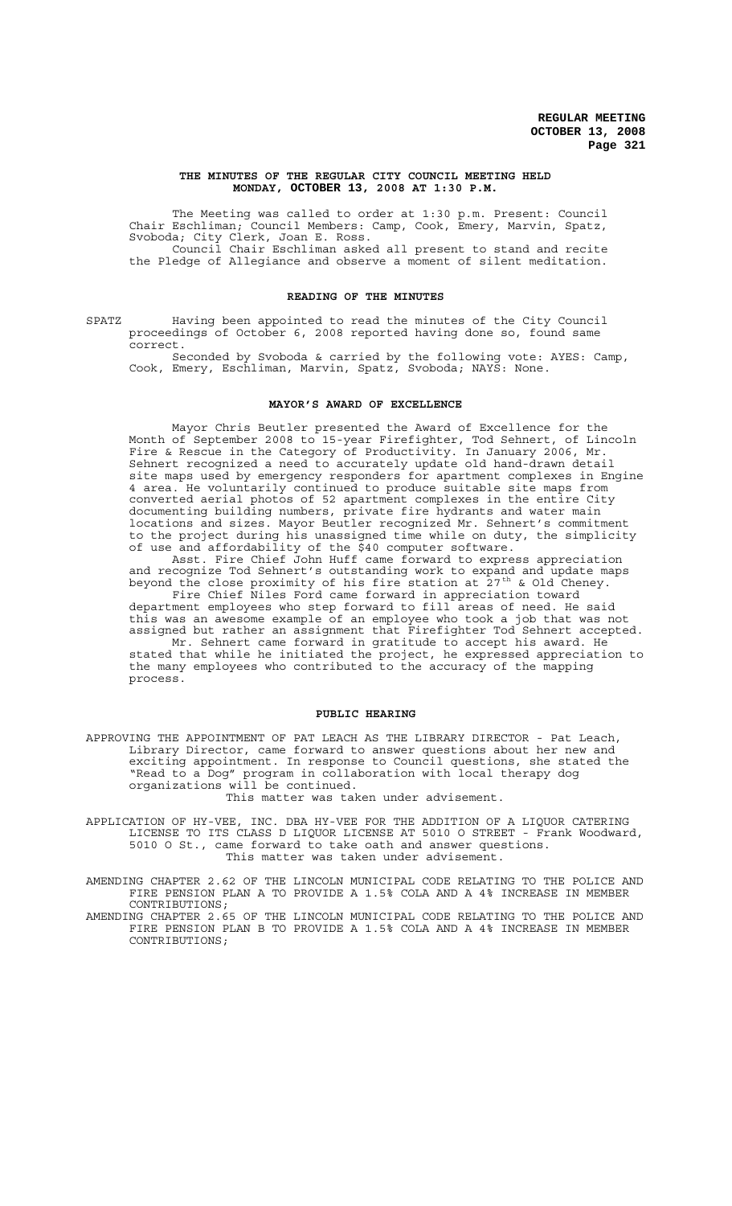**THE MINUTES OF THE REGULAR CITY COUNCIL MEETING HELD MONDAY, OCTOBER 13, 2008 AT 1:30 P.M.**

The Meeting was called to order at 1:30 p.m. Present: Council Chair Eschliman; Council Members: Camp, Cook, Emery, Marvin, Spatz, Svoboda; City Clerk, Joan E. Ross.

Council Chair Eschliman asked all present to stand and recite the Pledge of Allegiance and observe a moment of silent meditation.

## READING OF THE MINUTES

SPATZ Having been appointed to read the minutes of the City Council proceedings of October 6, 2008 reported having done so, found same correct.

Seconded by Svoboda & carried by the following vote: AYES: Camp, Cook, Emery, Eschliman, Marvin, Spatz, Svoboda; NAYS: None.

## MAYOR'S AWARD OF EXCELLENCE

Mayor Chris Beutler presented the Award of Excellence for the Month of September 2008 to 15-year Firefighter, Tod Sehnert, of Lincoln Fire & Rescue in the Category of Productivity. In January 2006, Mr. Sehnert recognized a need to accurately update old hand-drawn detail site maps used by emergency responders for apartment complexes in Engine 4 area. He voluntarily continued to produce suitable site maps from converted aerial photos of 52 apartment complexes in the entire City documenting building numbers, private fire hydrants and water main locations and sizes. Mayor Beutler recognized Mr. Sehnert's commitment to the project during his unassigned time while on duty, the simplicity of use and affordability of the $40 computer software.

Asst. Fire Chief John Huff came forward to express appreciation and recognize Tod Sehnert's outstanding work to expand and update maps beyond the close proximity of his fire station at 27th & Old Cheney.

Fire Chief Niles Ford came forward in appreciation toward department employees who step forward to fill areas of need. He said this was an awesome example of an employee who took a job that was not assigned but rather an assignment that Firefighter Tod Sehnert accepted.

Mr. Sehnert came forward in gratitude to accept his award. He stated that while he initiated the project, he expressed appreciation to the many employees who contributed to the accuracy of the mapping process.

## PUBLIC HEARING

APPROVING THE APPOINTMENT OF PAT LEACH AS THE LIBRARY DIRECTOR - Pat Leach, Library Director, came forward to answer questions about her new and exciting appointment. In response to Council questions, she stated the "Read to a Dog" program in collaboration with local therapy dog organizations will be continued.

This matter was taken under advisement.

APPLICATION OF HY-VEE, INC. DBA HY-VEE FOR THE ADDITION OF A LIQUOR CATERING LICENSE TO ITS CLASS D LIQUOR LICENSE AT 5010 O STREET - Frank Woodward, 5010 O St., came forward to take oath and answer questions.

This matter was taken under advisement.

AMENDING CHAPTER 2.62 OF THE LINCOLN MUNICIPAL CODE RELATING TO THE POLICE AND FIRE PENSION PLAN A TO PROVIDE A 1.5% COLA AND A 4% INCREASE IN MEMBER CONTRIBUTIONS;

AMENDING CHAPTER 2.65 OF THE LINCOLN MUNICIPAL CODE RELATING TO THE POLICE AND FIRE PENSION PLAN B TO PROVIDE A 1.5% COLA AND A 4% INCREASE IN MEMBER CONTRIBUTIONS;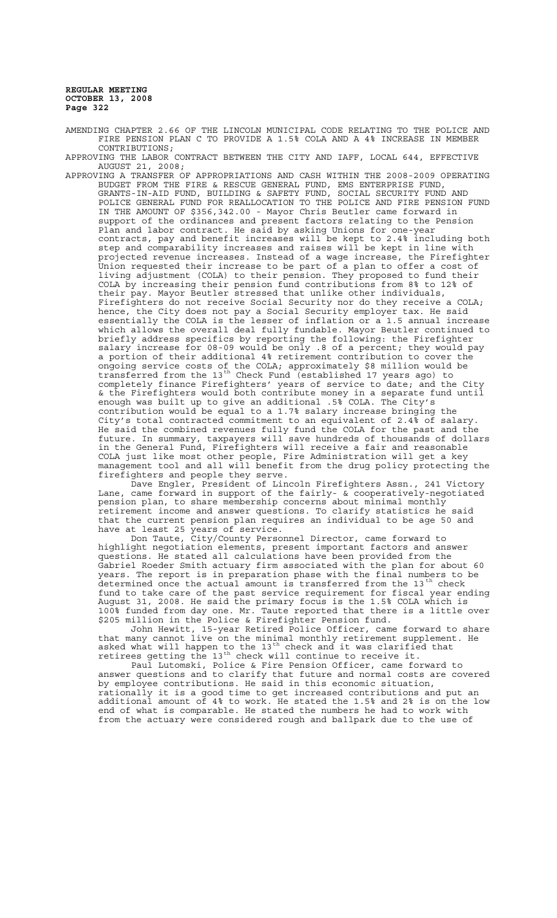AMENDING CHAPTER 2.66 OF THE LINCOLN MUNICIPAL CODE RELATING TO THE POLICE AND FIRE PENSION PLAN C TO PROVIDE A 1.5% COLA AND A 4% INCREASE IN MEMBER CONTRIBUTIONS;

APPROVING THE LABOR CONTRACT BETWEEN THE CITY AND IAFF, LOCAL 644, EFFECTIVE AUGUST 21, 2008;

APPROVING A TRANSFER OF APPROPRIATIONS AND CASH WITHIN THE 2008-2009 OPERATING BUDGET FROM THE FIRE & RESCUE GENERAL FUND, EMS ENTERPRISE FUND, GRANTS-IN-AID FUND, BUILDING & SAFETY FUND, SOCIAL SECURITY FUND AND POLICE GENERAL FUND FOR REALLOCATION TO THE POLICE AND FIRE PENSION FUND IN THE AMOUNT OF $356,342.00 - Mayor Chris Beutler came forward in support of the ordinances and present factors relating to the Pension Plan and labor contract. He said by asking Unions for one-year contracts, pay and benefit increases will be kept to 2.4% including both step and comparability increases and raises will be kept in line with projected revenue increases. Instead of a wage increase, the Firefighter Union requested their increase to be part of a plan to offer a cost of living adjustment (COLA) to their pension. They proposed to fund their COLA by increasing their pension fund contributions from 8% to 12% of their pay. Mayor Beutler stressed that unlike other individuals, Firefighters do not receive Social Security nor do they receive a COLA; hence, the City does not pay a Social Security employer tax. He said essentially the COLA is the lesser of inflation or a 1.5 annual increase which allows the overall deal fully fundable. Mayor Beutler continued to briefly address specifics by reporting the following: the Firefighter salary increase for 08-09 would be only .8 of a percent; they would pay a portion of their additional 4% retirement contribution to cover the ongoing service costs of the COLA; approximately $8 million would be transferred from the 13th Check Fund (established 17 years ago) to completely finance Firefighters' years of service to date; and the City & the Firefighters would both contribute money in a separate fund until enough was built up to give an additional .5% COLA. The City's contribution would be equal to a 1.7% salary increase bringing the City's total contracted commitment to an equivalent of 2.4% of salary. He said the combined revenues fully fund the COLA for the past and the future. In summary, taxpayers will save hundreds of thousands of dollars in the General Fund, Firefighters will receive a fair and reasonable COLA just like most other people, Fire Administration will get a key management tool and all will benefit from the drug policy protecting the firefighters and people they serve.

Dave Engler, President of Lincoln Firefighters Assn., 241 Victory Lane, came forward in support of the fairly- & cooperatively-negotiated pension plan, to share membership concerns about minimal monthly retirement income and answer questions. To clarify statistics he said that the current pension plan requires an individual to be age 50 and have at least 25 years of service.

Don Taute, City/County Personnel Director, came forward to highlight negotiation elements, present important factors and answer questions. He stated all calculations have been provided from the Gabriel Roeder Smith actuary firm associated with the plan for about 60 years. The report is in preparation phase with the final numbers to be determined once the actual amount is transferred from the 13th check fund to take care of the past service requirement for fiscal year ending August 31, 2008. He said the primary focus is the 1.5% COLA which is 100% funded from day one. Mr. Taute reported that there is a little over $205 million in the Police & Firefighter Pension fund.

John Hewitt, 15-year Retired Police Officer, came forward to share that many cannot live on the minimal monthly retirement supplement. He asked what will happen to the 13th check and it was clarified that retirees getting the 13th check will continue to receive it.

Paul Lutomski, Police & Fire Pension Officer, came forward to answer questions and to clarify that future and normal costs are covered by employee contributions. He said in this economic situation, rationally it is a good time to get increased contributions and put an additional amount of 4% to work. He stated the 1.5% and 2% is on the low end of what is comparable. He stated the numbers he had to work with from the actuary were considered rough and ballpark due to the use of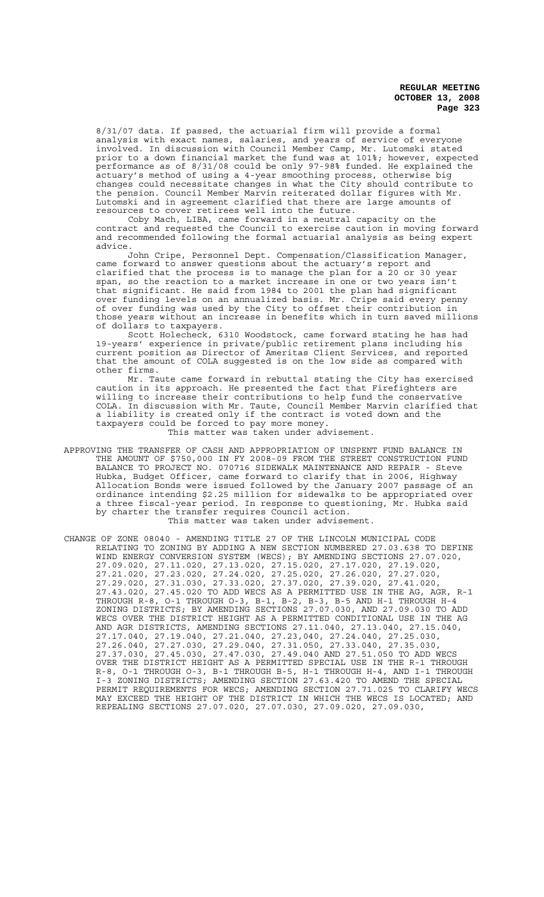8/31/07 data. If passed, the actuarial firm will provide a formal analysis with exact names, salaries, and years of service of everyone involved. In discussion with Council Member Camp, Mr. Lutomski stated prior to a down financial market the fund was at 101%; however, expected performance as of 8/31/08 could be only 97-98% funded. He explained the actuary's method of using a 4-year smoothing process, otherwise big changes could necessitate changes in what the City should contribute to the pension. Council Member Marvin reiterated dollar figures with Mr. Lutomski and in agreement clarified that there are large amounts of resources to cover retirees well into the future.

Coby Mach, LIBA, came forward in a neutral capacity on the contract and requested the Council to exercise caution in moving forward and recommended following the formal actuarial analysis as being expert advice.

John Cripe, Personnel Dept. Compensation/Classification Manager, came forward to answer questions about the actuary's report and clarified that the process is to manage the plan for a 20 or 30 year span, so the reaction to a market increase in one or two years isn't that significant. He said from 1984 to 2001 the plan had significant over funding levels on an annualized basis. Mr. Cripe said every penny of over funding was used by the City to offset their contribution in those years without an increase in benefits which in turn saved millions of dollars to taxpayers.

Scott Holecheck, 6310 Woodstock, came forward stating he has had 19-years' experience in private/public retirement plans including his current position as Director of Ameritas Client Services, and reported that the amount of COLA suggested is on the low side as compared with other firms.

Mr. Taute came forward in rebuttal stating the City has exercised caution in its approach. He presented the fact that Firefighters are willing to increase their contributions to help fund the conservative COLA. In discussion with Mr. Taute, Council Member Marvin clarified that a liability is created only if the contract is voted down and the taxpayers could be forced to pay more money.

This matter was taken under advisement.

APPROVING THE TRANSFER OF CASH AND APPROPRIATION OF UNSPENT FUND BALANCE IN THE AMOUNT OF $750,000 IN FY 2008-09 FROM THE STREET CONSTRUCTION FUND BALANCE TO PROJECT NO. 070716 SIDEWALK MAINTENANCE AND REPAIR - Steve Hubka, Budget Officer, came forward to clarify that in 2006, Highway Allocation Bonds were issued followed by the January 2007 passage of an ordinance intending $2.25 million for sidewalks to be appropriated over a three fiscal-year period. In response to questioning, Mr. Hubka said by charter the transfer requires Council action.

This matter was taken under advisement.

CHANGE OF ZONE 08040 - AMENDING TITLE 27 OF THE LINCOLN MUNICIPAL CODE RELATING TO ZONING BY ADDING A NEW SECTION NUMBERED 27.03.638 TO DEFINE WIND ENERGY CONVERSION SYSTEM (WECS); BY AMENDING SECTIONS 27.07.020, 27.09.020, 27.11.020, 27.13.020, 27.15.020, 27.17.020, 27.19.020, 27.21.020, 27.23.020, 27.24.020, 27.25.020, 27.26.020, 27.27.020, 27.29.020, 27.31.030, 27.33.020, 27.37.020, 27.39.020, 27.41.020, 27.43.020, 27.45.020 TO ADD WECS AS A PERMITTED USE IN THE AG, AGR, R-1 THROUGH R-8, O-1 THROUGH O-3, B-1, B-2, B-3, B-5 AND H-1 THROUGH H-4 ZONING DISTRICTS; BY AMENDING SECTIONS 27.07.030, AND 27.09.030 TO ADD WECS OVER THE DISTRICT HEIGHT AS A PERMITTED CONDITIONAL USE IN THE AG AND AGR DISTRICTS, AMENDING SECTIONS 27.11.040, 27.13.040, 27.15.040, 27.17.040, 27.19.040, 27.21.040, 27.23,040, 27.24.040, 27.25.030, 27.26.040, 27.27.030, 27.29.040, 27.31.050, 27.33.040, 27.35.030, 27.37.030, 27.45.030, 27.47.030, 27.49.040 AND 27.51.050 TO ADD WECS OVER THE DISTRICT HEIGHT AS A PERMITTED SPECIAL USE IN THE R-1 THROUGH R-8, O-1 THROUGH O-3, B-1 THROUGH B-5, H-1 THROUGH H-4, AND I-1 THROUGH I-3 ZONING DISTRICTS; AMENDING SECTION 27.63.420 TO AMEND THE SPECIAL PERMIT REQUIREMENTS FOR WECS; AMENDING SECTION 27.71.025 TO CLARIFY WECS MAY EXCEED THE HEIGHT OF THE DISTRICT IN WHICH THE WECS IS LOCATED; AND REPEALING SECTIONS 27.07.020, 27.07.030, 27.09.020, 27.09.030,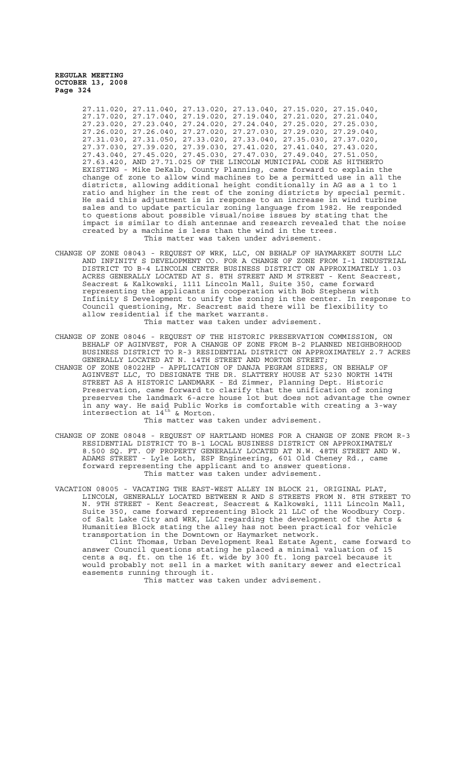27.11.020, 27.11.040, 27.13.020, 27.13.040, 27.15.020, 27.15.040, 27.17.020, 27.17.040, 27.19.020, 27.19.040, 27.21.020, 27.21.040, 27.23.020, 27.23.040, 27.24.020, 27.24.040, 27.25.020, 27.25.030, 27.26.020, 27.26.040, 27.27.020, 27.27.030, 27.29.020, 27.29.040, 27.31.030, 27.31.050, 27.33.020, 27.33.040, 27.35.030, 27.37.020, 27.37.030, 27.39.020, 27.39.030, 27.41.020, 27.41.040, 27.43.020, 27.43.040, 27.45.020, 27.45.030, 27.47.030, 27.49.040, 27.51.050, 27.63.420, AND 27.71.025 OF THE LINCOLN MUNICIPAL CODE AS HITHERTO EXISTING - Mike DeKalb, County Planning, came forward to explain the change of zone to allow wind machines to be a permitted use in all the districts, allowing additional height conditionally in AG as a 1 to 1 ratio and higher in the rest of the zoning districts by special permit. He said this adjustment is in response to an increase in wind turbine sales and to update particular zoning language from 1982. He responded to questions about possible visual/noise issues by stating that the impact is similar to dish antennae and research revealed that the noise created by a machine is less than the wind in the trees.

This matter was taken under advisement.

CHANGE OF ZONE 08043 - REQUEST OF WRK, LLC, ON BEHALF OF HAYMARKET SOUTH LLC AND INFINITY S DEVELOPMENT CO. FOR A CHANGE OF ZONE FROM I-1 INDUSTRIAL DISTRICT TO B-4 LINCOLN CENTER BUSINESS DISTRICT ON APPROXIMATELY 1.03 ACRES GENERALLY LOCATED AT S. 8TH STREET AND M STREET - Kent Seacrest, Seacrest & Kalkowski, 1111 Lincoln Mall, Suite 350, came forward representing the applicants in cooperation with Bob Stephens with Infinity S Development to unify the zoning in the center. In response to Council questioning, Mr. Seacrest said there will be flexibility to allow residential if the market warrants.

This matter was taken under advisement.

CHANGE OF ZONE 08046 - REQUEST OF THE HISTORIC PRESERVATION COMMISSION, ON BEHALF OF AGINVEST, FOR A CHANGE OF ZONE FROM B-2 PLANNED NEIGHBORHOOD BUSINESS DISTRICT TO R-3 RESIDENTIAL DISTRICT ON APPROXIMATELY 2.7 ACRES GENERALLY LOCATED AT N. 14TH STREET AND MORTON STREET;

CHANGE OF ZONE 08022HP - APPLICATION OF DANJA PEGRAM SIDERS, ON BEHALF OF AGINVEST LLC, TO DESIGNATE THE DR. SLATTERY HOUSE AT 5230 NORTH 14TH STREET AS A HISTORIC LANDMARK - Ed Zimmer, Planning Dept. Historic Preservation, came forward to clarify that the unification of zoning preserves the landmark 6-acre house lot but does not advantage the owner in any way. He said Public Works is comfortable with creating a 3-way intersection at 14th & Morton.

This matter was taken under advisement.

CHANGE OF ZONE 08048 - REQUEST OF HARTLAND HOMES FOR A CHANGE OF ZONE FROM R-3 RESIDENTIAL DISTRICT TO B-1 LOCAL BUSINESS DISTRICT ON APPROXIMATELY 8.500 SQ. FT. OF PROPERTY GENERALLY LOCATED AT N.W. 48TH STREET AND W. ADAMS STREET - Lyle Loth, ESP Engineering, 601 Old Cheney Rd., came forward representing the applicant and to answer questions.

This matter was taken under advisement.

VACATION 08005 - VACATING THE EAST-WEST ALLEY IN BLOCK 21, ORIGINAL PLAT, LINCOLN, GENERALLY LOCATED BETWEEN R AND S STREETS FROM N. 8TH STREET TO N. 9TH STREET - Kent Seacrest, Seacrest & Kalkowski, 1111 Lincoln Mall, Suite 350, came forward representing Block 21 LLC of the Woodbury Corp. of Salt Lake City and WRK, LLC regarding the development of the Arts & Humanities Block stating the alley has not been practical for vehicle transportation in the Downtown or Haymarket network.

Clint Thomas, Urban Development Real Estate Agent, came forward to answer Council questions stating he placed a minimal valuation of 15 cents a sq. ft. on the 16 ft. wide by 300 ft. long parcel because it would probably not sell in a market with sanitary sewer and electrical easements running through it.

This matter was taken under advisement.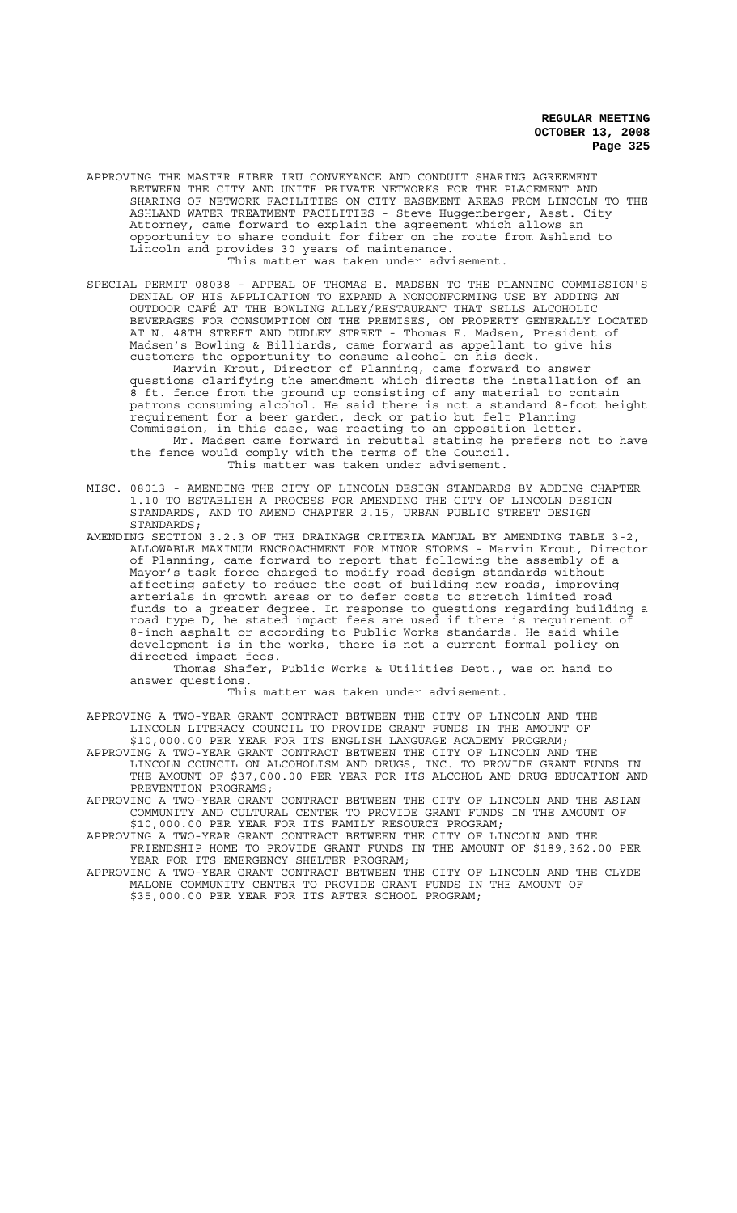APPROVING THE MASTER FIBER IRU CONVEYANCE AND CONDUIT SHARING AGREEMENT BETWEEN THE CITY AND UNITE PRIVATE NETWORKS FOR THE PLACEMENT AND SHARING OF NETWORK FACILITIES ON CITY EASEMENT AREAS FROM LINCOLN TO THE ASHLAND WATER TREATMENT FACILITIES - Steve Huggenberger, Asst. City Attorney, came forward to explain the agreement which allows an opportunity to share conduit for fiber on the route from Ashland to Lincoln and provides 30 years of maintenance.

This matter was taken under advisement.

SPECIAL PERMIT 08038 - APPEAL OF THOMAS E. MADSEN TO THE PLANNING COMMISSION'S DENIAL OF HIS APPLICATION TO EXPAND A NONCONFORMING USE BY ADDING AN OUTDOOR CAFÉ AT THE BOWLING ALLEY/RESTAURANT THAT SELLS ALCOHOLIC BEVERAGES FOR CONSUMPTION ON THE PREMISES, ON PROPERTY GENERALLY LOCATED AT N. 48TH STREET AND DUDLEY STREET - Thomas E. Madsen, President of Madsen's Bowling & Billiards, came forward as appellant to give his customers the opportunity to consume alcohol on his deck.

Marvin Krout, Director of Planning, came forward to answer questions clarifying the amendment which directs the installation of an 8 ft. fence from the ground up consisting of any material to contain patrons consuming alcohol. He said there is not a standard 8-foot height requirement for a beer garden, deck or patio but felt Planning Commission, in this case, was reacting to an opposition letter.

Mr. Madsen came forward in rebuttal stating he prefers not to have the fence would comply with the terms of the Council.

This matter was taken under advisement.

MISC. 08013 - AMENDING THE CITY OF LINCOLN DESIGN STANDARDS BY ADDING CHAPTER 1.10 TO ESTABLISH A PROCESS FOR AMENDING THE CITY OF LINCOLN DESIGN STANDARDS, AND TO AMEND CHAPTER 2.15, URBAN PUBLIC STREET DESIGN STANDARDS;

AMENDING SECTION 3.2.3 OF THE DRAINAGE CRITERIA MANUAL BY AMENDING TABLE 3-2, ALLOWABLE MAXIMUM ENCROACHMENT FOR MINOR STORMS - Marvin Krout, Director of Planning, came forward to report that following the assembly of a Mayor's task force charged to modify road design standards without affecting safety to reduce the cost of building new roads, improving arterials in growth areas or to defer costs to stretch limited road funds to a greater degree. In response to questions regarding building a road type D, he stated impact fees are used if there is requirement of 8-inch asphalt or according to Public Works standards. He said while development is in the works, there is not a current formal policy on directed impact fees.

Thomas Shafer, Public Works & Utilities Dept., was on hand to answer questions.

This matter was taken under advisement.

APPROVING A TWO-YEAR GRANT CONTRACT BETWEEN THE CITY OF LINCOLN AND THE LINCOLN LITERACY COUNCIL TO PROVIDE GRANT FUNDS IN THE AMOUNT OF $10,000.00 PER YEAR FOR ITS ENGLISH LANGUAGE ACADEMY PROGRAM;

APPROVING A TWO-YEAR GRANT CONTRACT BETWEEN THE CITY OF LINCOLN AND THE LINCOLN COUNCIL ON ALCOHOLISM AND DRUGS, INC. TO PROVIDE GRANT FUNDS IN THE AMOUNT OF $37,000.00 PER YEAR FOR ITS ALCOHOL AND DRUG EDUCATION AND PREVENTION PROGRAMS;

APPROVING A TWO-YEAR GRANT CONTRACT BETWEEN THE CITY OF LINCOLN AND THE ASIAN COMMUNITY AND CULTURAL CENTER TO PROVIDE GRANT FUNDS IN THE AMOUNT OF $10,000.00 PER YEAR FOR ITS FAMILY RESOURCE PROGRAM;

APPROVING A TWO-YEAR GRANT CONTRACT BETWEEN THE CITY OF LINCOLN AND THE FRIENDSHIP HOME TO PROVIDE GRANT FUNDS IN THE AMOUNT OF $189,362.00 PER YEAR FOR ITS EMERGENCY SHELTER PROGRAM;

APPROVING A TWO-YEAR GRANT CONTRACT BETWEEN THE CITY OF LINCOLN AND THE CLYDE MALONE COMMUNITY CENTER TO PROVIDE GRANT FUNDS IN THE AMOUNT OF $35,000.00 PER YEAR FOR ITS AFTER SCHOOL PROGRAM;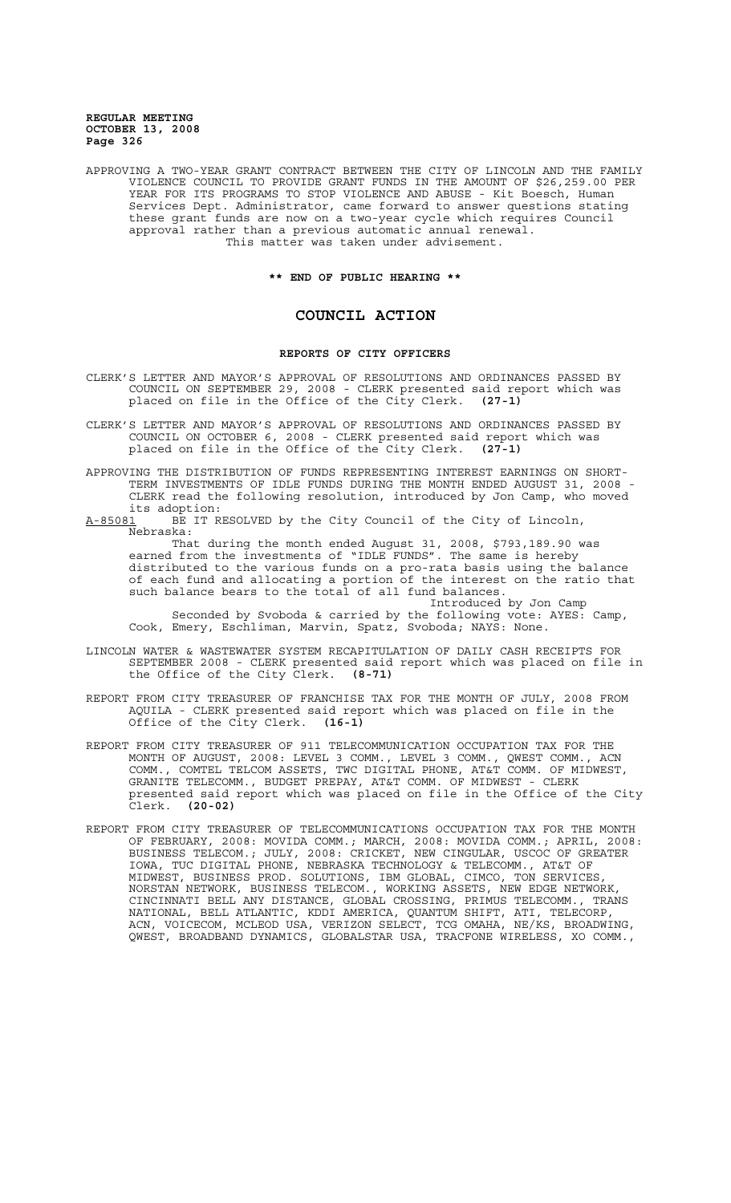APPROVING A TWO-YEAR GRANT CONTRACT BETWEEN THE CITY OF LINCOLN AND THE FAMILY VIOLENCE COUNCIL TO PROVIDE GRANT FUNDS IN THE AMOUNT OF $26,259.00 PER YEAR FOR ITS PROGRAMS TO STOP VIOLENCE AND ABUSE - Kit Boesch, Human Services Dept. Administrator, came forward to answer questions stating these grant funds are now on a two-year cycle which requires Council approval rather than a previous automatic annual renewal.
This matter was taken under advisement.

**\*\* END OF PUBLIC HEARING \*\***

# COUNCIL ACTION

**REPORTS OF CITY OFFICERS**

CLERK'S LETTER AND MAYOR'S APPROVAL OF RESOLUTIONS AND ORDINANCES PASSED BY COUNCIL ON SEPTEMBER 29, 2008 - CLERK presented said report which was placed on file in the Office of the City Clerk. **(27-1)**

CLERK'S LETTER AND MAYOR'S APPROVAL OF RESOLUTIONS AND ORDINANCES PASSED BY COUNCIL ON OCTOBER 6, 2008 - CLERK presented said report which was placed on file in the Office of the City Clerk. **(27-1)**

APPROVING THE DISTRIBUTION OF FUNDS REPRESENTING INTEREST EARNINGS ON SHORT-TERM INVESTMENTS OF IDLE FUNDS DURING THE MONTH ENDED AUGUST 31, 2008 - CLERK read the following resolution, introduced by Jon Camp, who moved its adoption:

A-85081 BE IT RESOLVED by the City Council of the City of Lincoln, Nebraska:

That during the month ended August 31, 2008, $793,189.90 was earned from the investments of "IDLE FUNDS". The same is hereby distributed to the various funds on a pro-rata basis using the balance of each fund and allocating a portion of the interest on the ratio that such balance bears to the total of all fund balances.

Introduced by Jon Camp

Seconded by Svoboda & carried by the following vote: AYES: Camp, Cook, Emery, Eschliman, Marvin, Spatz, Svoboda; NAYS: None.

LINCOLN WATER & WASTEWATER SYSTEM RECAPITULATION OF DAILY CASH RECEIPTS FOR SEPTEMBER 2008 - CLERK presented said report which was placed on file in the Office of the City Clerk. **(8-71)**

REPORT FROM CITY TREASURER OF FRANCHISE TAX FOR THE MONTH OF JULY, 2008 FROM AQUILA - CLERK presented said report which was placed on file in the Office of the City Clerk. **(16-1)**

REPORT FROM CITY TREASURER OF 911 TELECOMMUNICATION OCCUPATION TAX FOR THE MONTH OF AUGUST, 2008: LEVEL 3 COMM., LEVEL 3 COMM., QWEST COMM., ACN COMM., COMTEL TELCOM ASSETS, TWC DIGITAL PHONE, AT&T COMM. OF MIDWEST, GRANITE TELECOMM., BUDGET PREPAY, AT&T COMM. OF MIDWEST - CLERK presented said report which was placed on file in the Office of the City Clerk. **(20-02)**

REPORT FROM CITY TREASURER OF TELECOMMUNICATIONS OCCUPATION TAX FOR THE MONTH OF FEBRUARY, 2008: MOVIDA COMM.; MARCH, 2008: MOVIDA COMM.; APRIL, 2008: BUSINESS TELECOM.; JULY, 2008: CRICKET, NEW CINGULAR, USCOC OF GREATER IOWA, TUC DIGITAL PHONE, NEBRASKA TECHNOLOGY & TELECOMM., AT&T OF MIDWEST, BUSINESS PROD. SOLUTIONS, IBM GLOBAL, CIMCO, TON SERVICES, NORSTAN NETWORK, BUSINESS TELECOM., WORKING ASSETS, NEW EDGE NETWORK, CINCINNATI BELL ANY DISTANCE, GLOBAL CROSSING, PRIMUS TELECOMM., TRANS NATIONAL, BELL ATLANTIC, KDDI AMERICA, QUANTUM SHIFT, ATI, TELECORP, ACN, VOICECOM, MCLEOD USA, VERIZON SELECT, TCG OMAHA, NE/KS, BROADWING, QWEST, BROADBAND DYNAMICS, GLOBALSTAR USA, TRACFONE WIRELESS, XO COMM.,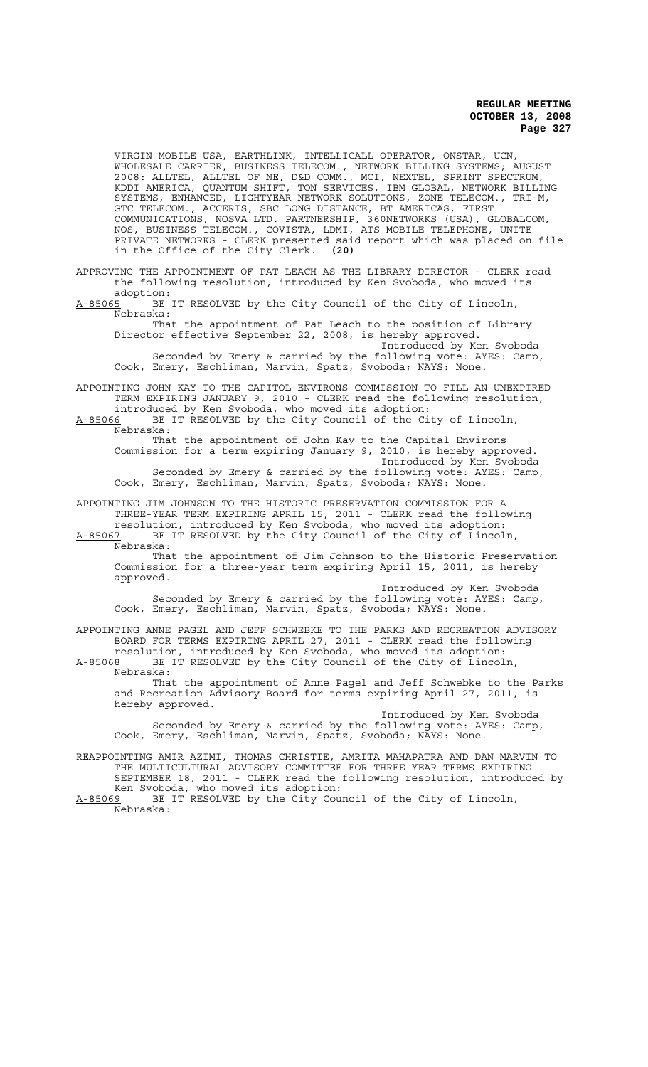VIRGIN MOBILE USA, EARTHLINK, INTELLICALL OPERATOR, ONSTAR, UCN, WHOLESALE CARRIER, BUSINESS TELECOM., NETWORK BILLING SYSTEMS; AUGUST 2008: ALLTEL, ALLTEL OF NE, D&D COMM., MCI, NEXTEL, SPRINT SPECTRUM, KDDI AMERICA, QUANTUM SHIFT, TON SERVICES, IBM GLOBAL, NETWORK BILLING SYSTEMS, ENHANCED, LIGHTYEAR NETWORK SOLUTIONS, ZONE TELECOM., TRI-M, GTC TELECOM., ACCERIS, SBC LONG DISTANCE, BT AMERICAS, FIRST COMMUNICATIONS, NOSVA LTD. PARTNERSHIP, 360NETWORKS (USA), GLOBALCOM, NOS, BUSINESS TELECOM., COVISTA, LDMI, ATS MOBILE TELEPHONE, UNITE PRIVATE NETWORKS - CLERK presented said report which was placed on file in the Office of the City Clerk. **(20)**

APPROVING THE APPOINTMENT OF PAT LEACH AS THE LIBRARY DIRECTOR - CLERK read the following resolution, introduced by Ken Svoboda, who moved its adoption:

A-85065 BE IT RESOLVED by the City Council of the City of Lincoln, Nebraska:

That the appointment of Pat Leach to the position of Library Director effective September 22, 2008, is hereby approved.

Introduced by Ken Svoboda

Seconded by Emery & carried by the following vote: AYES: Camp, Cook, Emery, Eschliman, Marvin, Spatz, Svoboda; NAYS: None.

APPOINTING JOHN KAY TO THE CAPITOL ENVIRONS COMMISSION TO FILL AN UNEXPIRED TERM EXPIRING JANUARY 9, 2010 - CLERK read the following resolution, introduced by Ken Svoboda, who moved its adoption:

A-85066 BE IT RESOLVED by the City Council of the City of Lincoln, Nebraska:

That the appointment of John Kay to the Capital Environs Commission for a term expiring January 9, 2010, is hereby approved.

Introduced by Ken Svoboda

Seconded by Emery & carried by the following vote: AYES: Camp, Cook, Emery, Eschliman, Marvin, Spatz, Svoboda; NAYS: None.

APPOINTING JIM JOHNSON TO THE HISTORIC PRESERVATION COMMISSION FOR A THREE-YEAR TERM EXPIRING APRIL 15, 2011 - CLERK read the following resolution, introduced by Ken Svoboda, who moved its adoption:

A-85067 BE IT RESOLVED by the City Council of the City of Lincoln, Nebraska:

That the appointment of Jim Johnson to the Historic Preservation Commission for a three-year term expiring April 15, 2011, is hereby approved.

Introduced by Ken Svoboda

Seconded by Emery & carried by the following vote: AYES: Camp, Cook, Emery, Eschliman, Marvin, Spatz, Svoboda; NAYS: None.

APPOINTING ANNE PAGEL AND JEFF SCHWEBKE TO THE PARKS AND RECREATION ADVISORY BOARD FOR TERMS EXPIRING APRIL 27, 2011 - CLERK read the following resolution, introduced by Ken Svoboda, who moved its adoption:

A-85068 BE IT RESOLVED by the City Council of the City of Lincoln, Nebraska:

That the appointment of Anne Pagel and Jeff Schwebke to the Parks and Recreation Advisory Board for terms expiring April 27, 2011, is hereby approved.

Introduced by Ken Svoboda

Seconded by Emery & carried by the following vote: AYES: Camp, Cook, Emery, Eschliman, Marvin, Spatz, Svoboda; NAYS: None.

REAPPOINTING AMIR AZIMI, THOMAS CHRISTIE, AMRITA MAHAPATRA AND DAN MARVIN TO THE MULTICULTURAL ADVISORY COMMITTEE FOR THREE YEAR TERMS EXPIRING SEPTEMBER 18, 2011 - CLERK read the following resolution, introduced by Ken Svoboda, who moved its adoption:

A-85069 BE IT RESOLVED by the City Council of the City of Lincoln, Nebraska: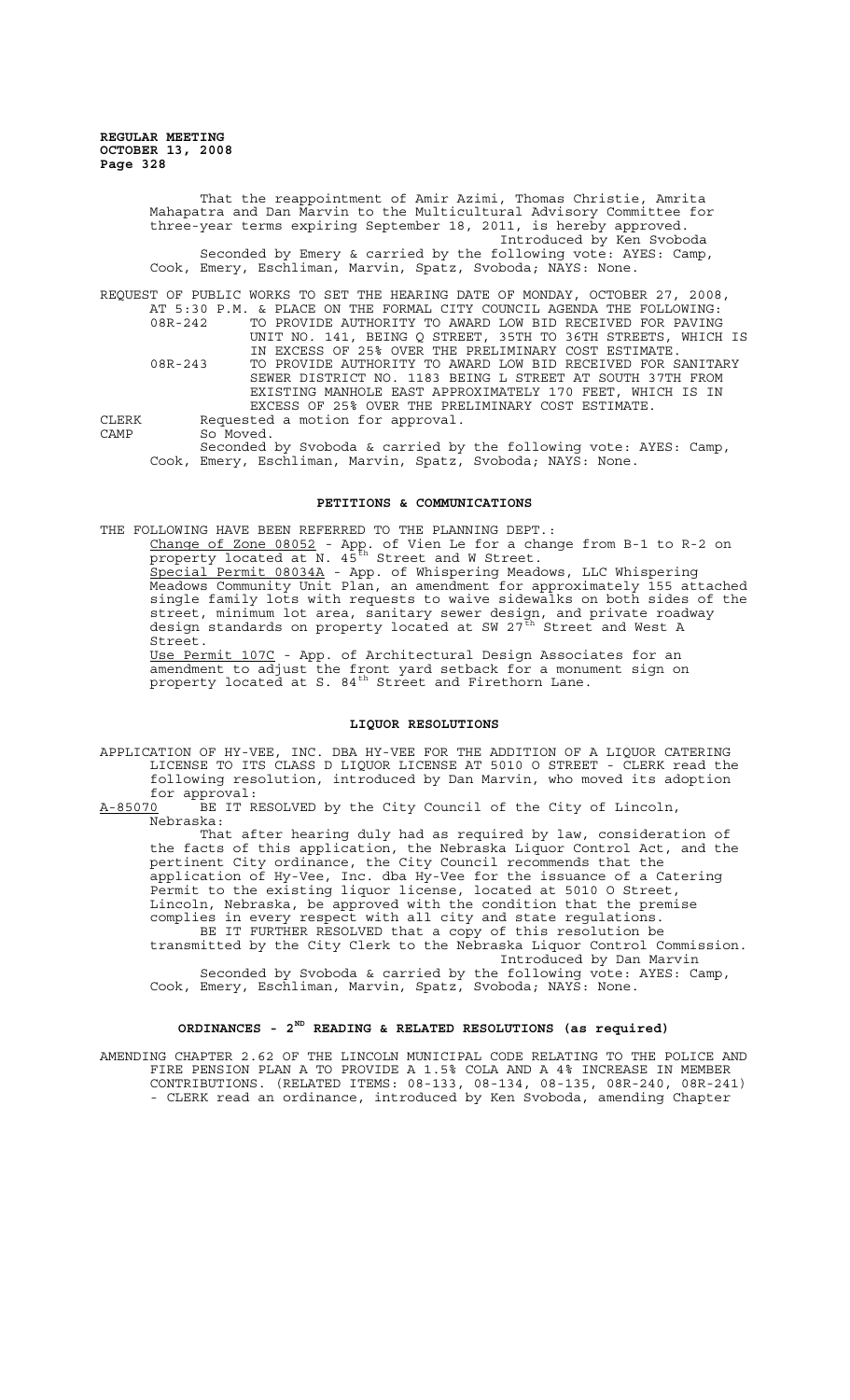That the reappointment of Amir Azimi, Thomas Christie, Amrita Mahapatra and Dan Marvin to the Multicultural Advisory Committee for three-year terms expiring September 18, 2011, is hereby approved.

Introduced by Ken Svoboda

Seconded by Emery & carried by the following vote: AYES: Camp, Cook, Emery, Eschliman, Marvin, Spatz, Svoboda; NAYS: None.

REQUEST OF PUBLIC WORKS TO SET THE HEARING DATE OF MONDAY, OCTOBER 27, 2008, AT 5:30 P.M. & PLACE ON THE FORMAL CITY COUNCIL AGENDA THE FOLLOWING:

08R-242 TO PROVIDE AUTHORITY TO AWARD LOW BID RECEIVED FOR PAVING UNIT NO. 141, BEING Q STREET, 35TH TO 36TH STREETS, WHICH IS IN EXCESS OF 25% OVER THE PRELIMINARY COST ESTIMATE.

08R-243 TO PROVIDE AUTHORITY TO AWARD LOW BID RECEIVED FOR SANITARY SEWER DISTRICT NO. 1183 BEING L STREET AT SOUTH 37TH FROM EXISTING MANHOLE EAST APPROXIMATELY 170 FEET, WHICH IS IN EXCESS OF 25% OVER THE PRELIMINARY COST ESTIMATE.

CLERK Requested a motion for approval.

CAMP So Moved.

Seconded by Svoboda & carried by the following vote: AYES: Camp, Cook, Emery, Eschliman, Marvin, Spatz, Svoboda; NAYS: None.

## PETITIONS & COMMUNICATIONS

THE FOLLOWING HAVE BEEN REFERRED TO THE PLANNING DEPT.:

Change of Zone 08052 - App. of Vien Le for a change from B-1 to R-2 on property located at N. 45th Street and W Street.

Special Permit 08034A - App. of Whispering Meadows, LLC Whispering Meadows Community Unit Plan, an amendment for approximately 155 attached single family lots with requests to waive sidewalks on both sides of the street, minimum lot area, sanitary sewer design, and private roadway design standards on property located at SW 27th Street and West A Street.

Use Permit 107C - App. of Architectural Design Associates for an amendment to adjust the front yard setback for a monument sign on property located at S. 84th Street and Firethorn Lane.

## LIQUOR RESOLUTIONS

APPLICATION OF HY-VEE, INC. DBA HY-VEE FOR THE ADDITION OF A LIQUOR CATERING LICENSE TO ITS CLASS D LIQUOR LICENSE AT 5010 O STREET - CLERK read the following resolution, introduced by Dan Marvin, who moved its adoption for approval:

A-85070 BE IT RESOLVED by the City Council of the City of Lincoln, Nebraska:

That after hearing duly had as required by law, consideration of the facts of this application, the Nebraska Liquor Control Act, and the pertinent City ordinance, the City Council recommends that the application of Hy-Vee, Inc. dba Hy-Vee for the issuance of a Catering Permit to the existing liquor license, located at 5010 O Street, Lincoln, Nebraska, be approved with the condition that the premise complies in every respect with all city and state regulations.

BE IT FURTHER RESOLVED that a copy of this resolution be transmitted by the City Clerk to the Nebraska Liquor Control Commission.

Introduced by Dan Marvin

Seconded by Svoboda & carried by the following vote: AYES: Camp, Cook, Emery, Eschliman, Marvin, Spatz, Svoboda; NAYS: None.

## ORDINANCES - 2ND READING & RELATED RESOLUTIONS (as required)

AMENDING CHAPTER 2.62 OF THE LINCOLN MUNICIPAL CODE RELATING TO THE POLICE AND FIRE PENSION PLAN A TO PROVIDE A 1.5% COLA AND A 4% INCREASE IN MEMBER CONTRIBUTIONS. (RELATED ITEMS: 08-133, 08-134, 08-135, 08R-240, 08R-241) - CLERK read an ordinance, introduced by Ken Svoboda, amending Chapter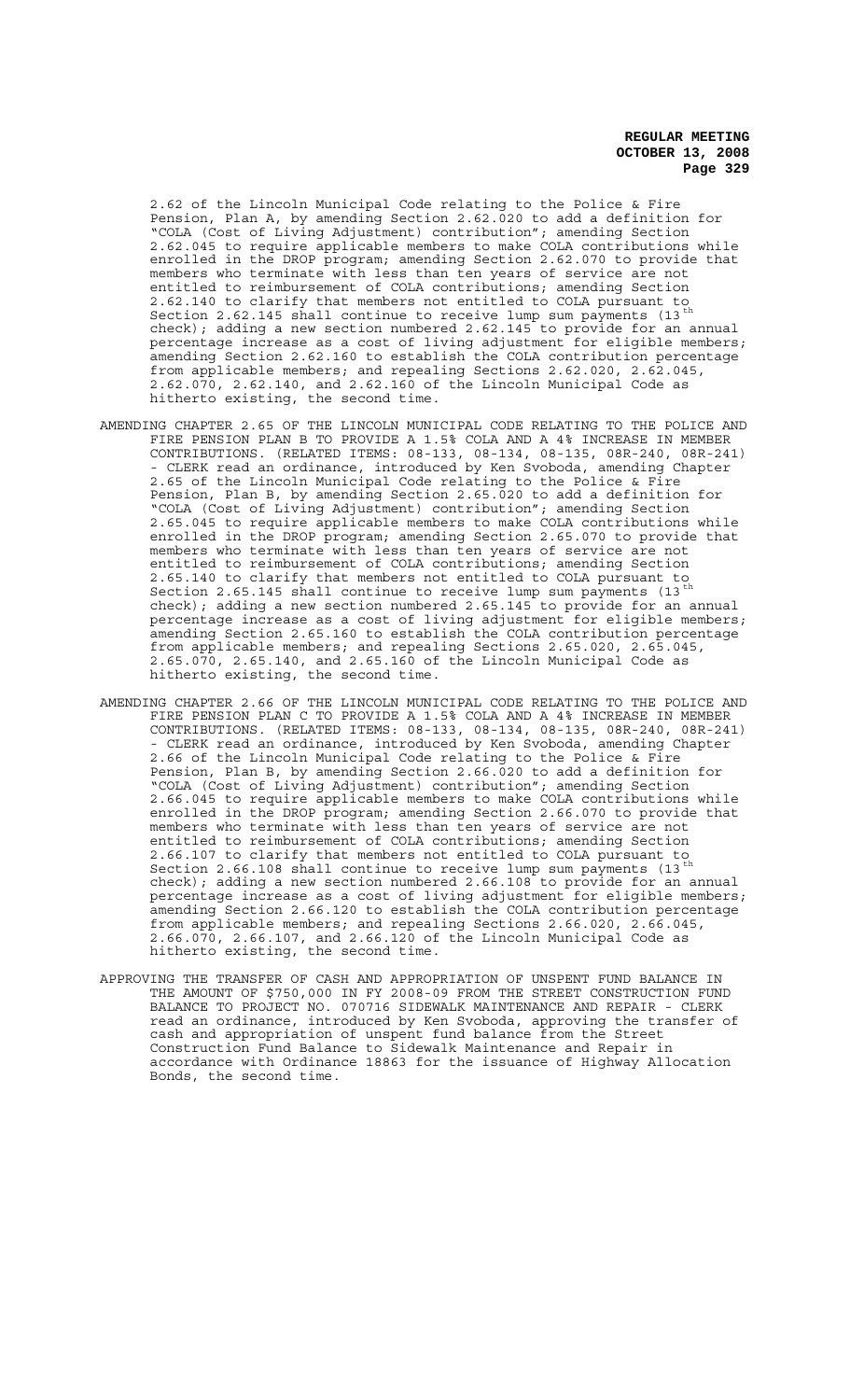2.62 of the Lincoln Municipal Code relating to the Police & Fire Pension, Plan A, by amending Section 2.62.020 to add a definition for "COLA (Cost of Living Adjustment) contribution"; amending Section 2.62.045 to require applicable members to make COLA contributions while enrolled in the DROP program; amending Section 2.62.070 to provide that members who terminate with less than ten years of service are not entitled to reimbursement of COLA contributions; amending Section 2.62.140 to clarify that members not entitled to COLA pursuant to Section 2.62.145 shall continue to receive lump sum payments (13th check); adding a new section numbered 2.62.145 to provide for an annual percentage increase as a cost of living adjustment for eligible members; amending Section 2.62.160 to establish the COLA contribution percentage from applicable members; and repealing Sections 2.62.020, 2.62.045, 2.62.070, 2.62.140, and 2.62.160 of the Lincoln Municipal Code as hitherto existing, the second time.

AMENDING CHAPTER 2.65 OF THE LINCOLN MUNICIPAL CODE RELATING TO THE POLICE AND FIRE PENSION PLAN B TO PROVIDE A 1.5% COLA AND A 4% INCREASE IN MEMBER CONTRIBUTIONS. (RELATED ITEMS: 08-133, 08-134, 08-135, 08R-240, 08R-241) - CLERK read an ordinance, introduced by Ken Svoboda, amending Chapter 2.65 of the Lincoln Municipal Code relating to the Police & Fire Pension, Plan B, by amending Section 2.65.020 to add a definition for "COLA (Cost of Living Adjustment) contribution"; amending Section 2.65.045 to require applicable members to make COLA contributions while enrolled in the DROP program; amending Section 2.65.070 to provide that members who terminate with less than ten years of service are not entitled to reimbursement of COLA contributions; amending Section 2.65.140 to clarify that members not entitled to COLA pursuant to Section 2.65.145 shall continue to receive lump sum payments (13th check); adding a new section numbered 2.65.145 to provide for an annual percentage increase as a cost of living adjustment for eligible members; amending Section 2.65.160 to establish the COLA contribution percentage from applicable members; and repealing Sections 2.65.020, 2.65.045, 2.65.070, 2.65.140, and 2.65.160 of the Lincoln Municipal Code as hitherto existing, the second time.

AMENDING CHAPTER 2.66 OF THE LINCOLN MUNICIPAL CODE RELATING TO THE POLICE AND FIRE PENSION PLAN C TO PROVIDE A 1.5% COLA AND A 4% INCREASE IN MEMBER CONTRIBUTIONS. (RELATED ITEMS: 08-133, 08-134, 08-135, 08R-240, 08R-241) - CLERK read an ordinance, introduced by Ken Svoboda, amending Chapter 2.66 of the Lincoln Municipal Code relating to the Police & Fire Pension, Plan B, by amending Section 2.66.020 to add a definition for "COLA (Cost of Living Adjustment) contribution"; amending Section 2.66.045 to require applicable members to make COLA contributions while enrolled in the DROP program; amending Section 2.66.070 to provide that members who terminate with less than ten years of service are not entitled to reimbursement of COLA contributions; amending Section 2.66.107 to clarify that members not entitled to COLA pursuant to Section 2.66.108 shall continue to receive lump sum payments (13th check); adding a new section numbered 2.66.108 to provide for an annual percentage increase as a cost of living adjustment for eligible members; amending Section 2.66.120 to establish the COLA contribution percentage from applicable members; and repealing Sections 2.66.020, 2.66.045, 2.66.070, 2.66.107, and 2.66.120 of the Lincoln Municipal Code as hitherto existing, the second time.

APPROVING THE TRANSFER OF CASH AND APPROPRIATION OF UNSPENT FUND BALANCE IN THE AMOUNT OF $750,000 IN FY 2008-09 FROM THE STREET CONSTRUCTION FUND BALANCE TO PROJECT NO. 070716 SIDEWALK MAINTENANCE AND REPAIR - CLERK read an ordinance, introduced by Ken Svoboda, approving the transfer of cash and appropriation of unspent fund balance from the Street Construction Fund Balance to Sidewalk Maintenance and Repair in accordance with Ordinance 18863 for the issuance of Highway Allocation Bonds, the second time.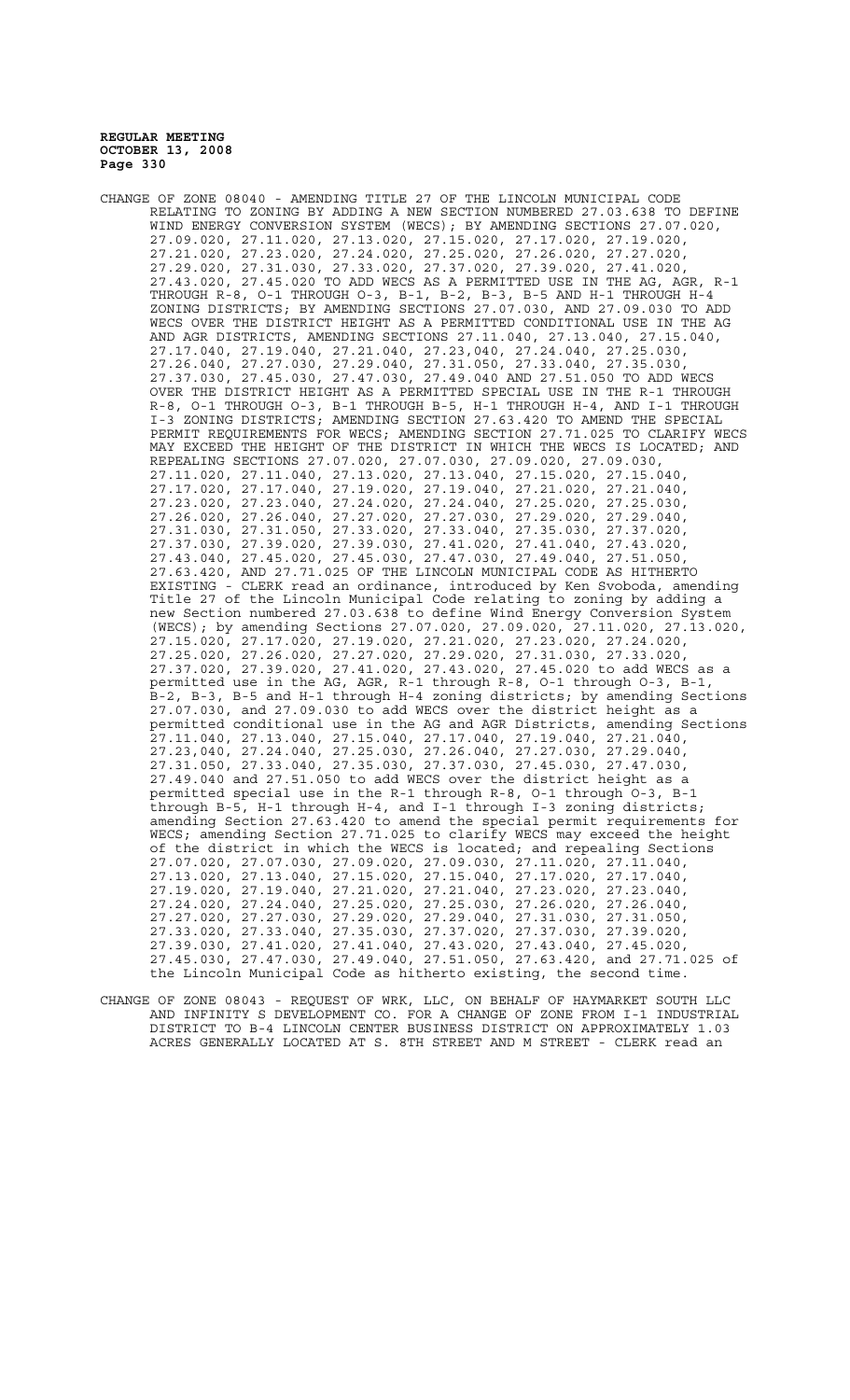CHANGE OF ZONE 08040 - AMENDING TITLE 27 OF THE LINCOLN MUNICIPAL CODE RELATING TO ZONING BY ADDING A NEW SECTION NUMBERED 27.03.638 TO DEFINE WIND ENERGY CONVERSION SYSTEM (WECS); BY AMENDING SECTIONS 27.07.020, 27.09.020, 27.11.020, 27.13.020, 27.15.020, 27.17.020, 27.19.020, 27.21.020, 27.23.020, 27.24.020, 27.25.020, 27.26.020, 27.27.020, 27.29.020, 27.31.030, 27.33.020, 27.37.020, 27.39.020, 27.41.020, 27.43.020, 27.45.020 TO ADD WECS AS A PERMITTED USE IN THE AG, AGR, R-1 THROUGH R-8, O-1 THROUGH O-3, B-1, B-2, B-3, B-5 AND H-1 THROUGH H-4 ZONING DISTRICTS; BY AMENDING SECTIONS 27.07.030, AND 27.09.030 TO ADD WECS OVER THE DISTRICT HEIGHT AS A PERMITTED CONDITIONAL USE IN THE AG AND AGR DISTRICTS, AMENDING SECTIONS 27.11.040, 27.13.040, 27.15.040, 27.17.040, 27.19.040, 27.21.040, 27.23,040, 27.24.040, 27.25.030, 27.26.040, 27.27.030, 27.29.040, 27.31.050, 27.33.040, 27.35.030, 27.37.030, 27.45.030, 27.47.030, 27.49.040 AND 27.51.050 TO ADD WECS OVER THE DISTRICT HEIGHT AS A PERMITTED SPECIAL USE IN THE R-1 THROUGH R-8, O-1 THROUGH O-3, B-1 THROUGH B-5, H-1 THROUGH H-4, AND I-1 THROUGH I-3 ZONING DISTRICTS; AMENDING SECTION 27.63.420 TO AMEND THE SPECIAL PERMIT REQUIREMENTS FOR WECS; AMENDING SECTION 27.71.025 TO CLARIFY WECS MAY EXCEED THE HEIGHT OF THE DISTRICT IN WHICH THE WECS IS LOCATED; AND REPEALING SECTIONS 27.07.020, 27.07.030, 27.09.020, 27.09.030, 27.11.020, 27.11.040, 27.13.020, 27.13.040, 27.15.020, 27.15.040, 27.17.020, 27.17.040, 27.19.020, 27.19.040, 27.21.020, 27.21.040, 27.23.020, 27.23.040, 27.24.020, 27.24.040, 27.25.020, 27.25.030, 27.26.020, 27.26.040, 27.27.020, 27.27.030, 27.29.020, 27.29.040, 27.31.030, 27.31.050, 27.33.020, 27.33.040, 27.35.030, 27.37.020, 27.37.030, 27.39.020, 27.39.030, 27.41.020, 27.41.040, 27.43.020, 27.43.040, 27.45.020, 27.45.030, 27.47.030, 27.49.040, 27.51.050, 27.63.420, AND 27.71.025 OF THE LINCOLN MUNICIPAL CODE AS HITHERTO EXISTING - CLERK read an ordinance, introduced by Ken Svoboda, amending Title 27 of the Lincoln Municipal Code relating to zoning by adding a new Section numbered 27.03.638 to define Wind Energy Conversion System (WECS); by amending Sections 27.07.020, 27.09.020, 27.11.020, 27.13.020, 27.15.020, 27.17.020, 27.19.020, 27.21.020, 27.23.020, 27.24.020, 27.25.020, 27.26.020, 27.27.020, 27.29.020, 27.31.030, 27.33.020, 27.37.020, 27.39.020, 27.41.020, 27.43.020, 27.45.020 to add WECS as a permitted use in the AG, AGR, R-1 through R-8, O-1 through O-3, B-1, B-2, B-3, B-5 and H-1 through H-4 zoning districts; by amending Sections 27.07.030, and 27.09.030 to add WECS over the district height as a permitted conditional use in the AG and AGR Districts, amending Sections 27.11.040, 27.13.040, 27.15.040, 27.17.040, 27.19.040, 27.21.040, 27.23,040, 27.24.040, 27.25.030, 27.26.040, 27.27.030, 27.29.040, 27.31.050, 27.33.040, 27.35.030, 27.37.030, 27.45.030, 27.47.030, 27.49.040 and 27.51.050 to add WECS over the district height as a permitted special use in the R-1 through R-8, O-1 through O-3, B-1 through B-5, H-1 through H-4, and I-1 through I-3 zoning districts; amending Section 27.63.420 to amend the special permit requirements for WECS; amending Section 27.71.025 to clarify WECS may exceed the height of the district in which the WECS is located; and repealing Sections 27.07.020, 27.07.030, 27.09.020, 27.09.030, 27.11.020, 27.11.040, 27.13.020, 27.13.040, 27.15.020, 27.15.040, 27.17.020, 27.17.040, 27.19.020, 27.19.040, 27.21.020, 27.21.040, 27.23.020, 27.23.040, 27.24.020, 27.24.040, 27.25.020, 27.25.030, 27.26.020, 27.26.040, 27.27.020, 27.27.030, 27.29.020, 27.29.040, 27.31.030, 27.31.050, 27.33.020, 27.33.040, 27.35.030, 27.37.020, 27.37.030, 27.39.020, 27.39.030, 27.41.020, 27.41.040, 27.43.020, 27.43.040, 27.45.020, 27.45.030, 27.47.030, 27.49.040, 27.51.050, 27.63.420, and 27.71.025 of the Lincoln Municipal Code as hitherto existing, the second time.

CHANGE OF ZONE 08043 - REQUEST OF WRK, LLC, ON BEHALF OF HAYMARKET SOUTH LLC AND INFINITY S DEVELOPMENT CO. FOR A CHANGE OF ZONE FROM I-1 INDUSTRIAL DISTRICT TO B-4 LINCOLN CENTER BUSINESS DISTRICT ON APPROXIMATELY 1.03 ACRES GENERALLY LOCATED AT S. 8TH STREET AND M STREET - CLERK read an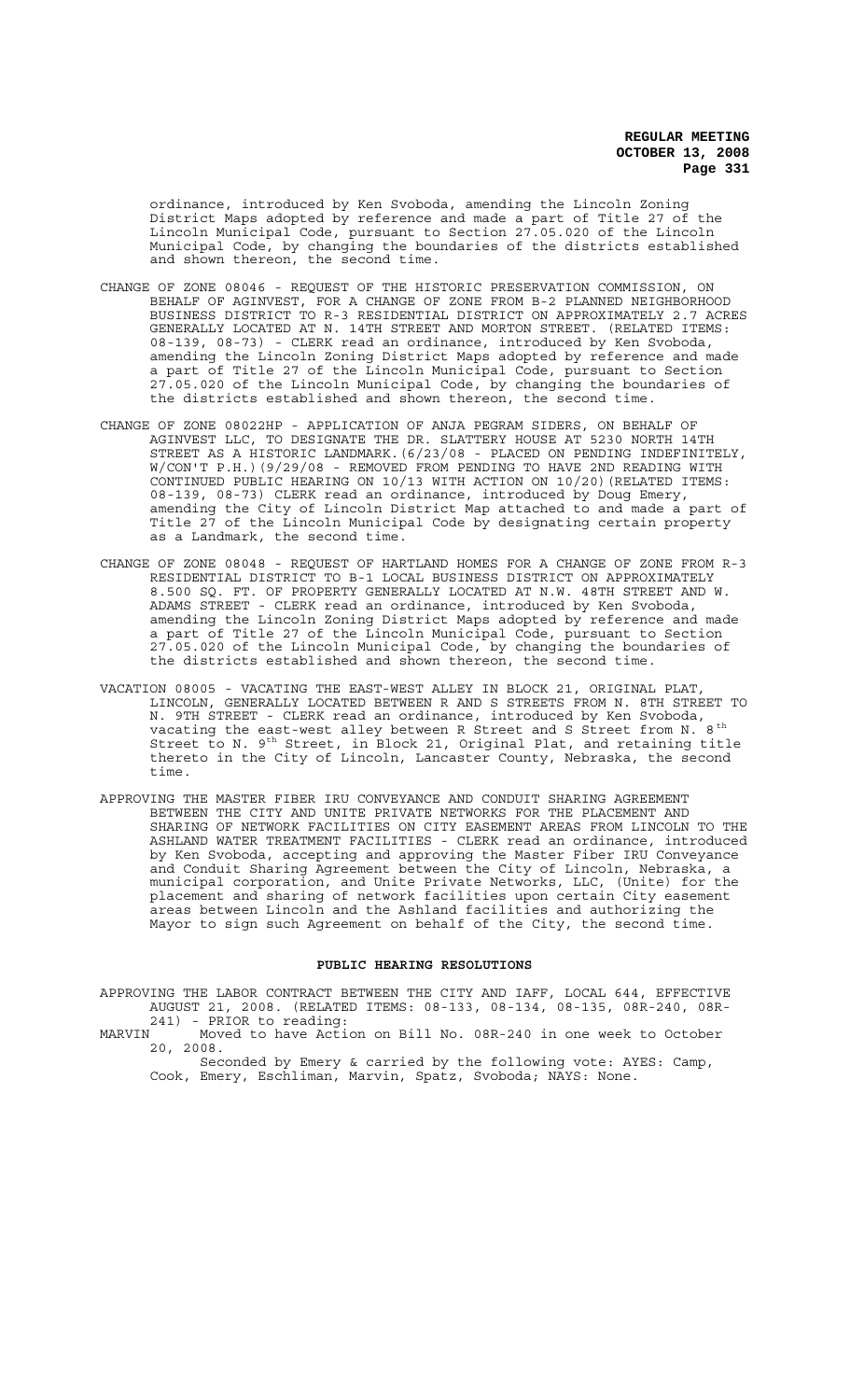ordinance, introduced by Ken Svoboda, amending the Lincoln Zoning District Maps adopted by reference and made a part of Title 27 of the Lincoln Municipal Code, pursuant to Section 27.05.020 of the Lincoln Municipal Code, by changing the boundaries of the districts established and shown thereon, the second time.

CHANGE OF ZONE 08046 - REQUEST OF THE HISTORIC PRESERVATION COMMISSION, ON BEHALF OF AGINVEST, FOR A CHANGE OF ZONE FROM B-2 PLANNED NEIGHBORHOOD BUSINESS DISTRICT TO R-3 RESIDENTIAL DISTRICT ON APPROXIMATELY 2.7 ACRES GENERALLY LOCATED AT N. 14TH STREET AND MORTON STREET. (RELATED ITEMS: 08-139, 08-73) - CLERK read an ordinance, introduced by Ken Svoboda, amending the Lincoln Zoning District Maps adopted by reference and made a part of Title 27 of the Lincoln Municipal Code, pursuant to Section 27.05.020 of the Lincoln Municipal Code, by changing the boundaries of the districts established and shown thereon, the second time.

CHANGE OF ZONE 08022HP - APPLICATION OF ANJA PEGRAM SIDERS, ON BEHALF OF AGINVEST LLC, TO DESIGNATE THE DR. SLATTERY HOUSE AT 5230 NORTH 14TH STREET AS A HISTORIC LANDMARK.(6/23/08 - PLACED ON PENDING INDEFINITELY, W/CON'T P.H.)(9/29/08 - REMOVED FROM PENDING TO HAVE 2ND READING WITH CONTINUED PUBLIC HEARING ON 10/13 WITH ACTION ON 10/20)(RELATED ITEMS: 08-139, 08-73) CLERK read an ordinance, introduced by Doug Emery, amending the City of Lincoln District Map attached to and made a part of Title 27 of the Lincoln Municipal Code by designating certain property as a Landmark, the second time.

CHANGE OF ZONE 08048 - REQUEST OF HARTLAND HOMES FOR A CHANGE OF ZONE FROM R-3 RESIDENTIAL DISTRICT TO B-1 LOCAL BUSINESS DISTRICT ON APPROXIMATELY 8.500 SQ. FT. OF PROPERTY GENERALLY LOCATED AT N.W. 48TH STREET AND W. ADAMS STREET - CLERK read an ordinance, introduced by Ken Svoboda, amending the Lincoln Zoning District Maps adopted by reference and made a part of Title 27 of the Lincoln Municipal Code, pursuant to Section 27.05.020 of the Lincoln Municipal Code, by changing the boundaries of the districts established and shown thereon, the second time.

VACATION 08005 - VACATING THE EAST-WEST ALLEY IN BLOCK 21, ORIGINAL PLAT, LINCOLN, GENERALLY LOCATED BETWEEN R AND S STREETS FROM N. 8TH STREET TO N. 9TH STREET - CLERK read an ordinance, introduced by Ken Svoboda, vacating the east-west alley between R Street and S Street from N. 8th Street to N. 9th Street, in Block 21, Original Plat, and retaining title thereto in the City of Lincoln, Lancaster County, Nebraska, the second time.

APPROVING THE MASTER FIBER IRU CONVEYANCE AND CONDUIT SHARING AGREEMENT BETWEEN THE CITY AND UNITE PRIVATE NETWORKS FOR THE PLACEMENT AND SHARING OF NETWORK FACILITIES ON CITY EASEMENT AREAS FROM LINCOLN TO THE ASHLAND WATER TREATMENT FACILITIES - CLERK read an ordinance, introduced by Ken Svoboda, accepting and approving the Master Fiber IRU Conveyance and Conduit Sharing Agreement between the City of Lincoln, Nebraska, a municipal corporation, and Unite Private Networks, LLC, (Unite) for the placement and sharing of network facilities upon certain City easement areas between Lincoln and the Ashland facilities and authorizing the Mayor to sign such Agreement on behalf of the City, the second time.

## PUBLIC HEARING RESOLUTIONS

APPROVING THE LABOR CONTRACT BETWEEN THE CITY AND IAFF, LOCAL 644, EFFECTIVE AUGUST 21, 2008. (RELATED ITEMS: 08-133, 08-134, 08-135, 08R-240, 08R-241) - PRIOR to reading:

MARVIN Moved to have Action on Bill No. 08R-240 in one week to October 20, 2008.

Seconded by Emery & carried by the following vote: AYES: Camp, Cook, Emery, Eschliman, Marvin, Spatz, Svoboda; NAYS: None.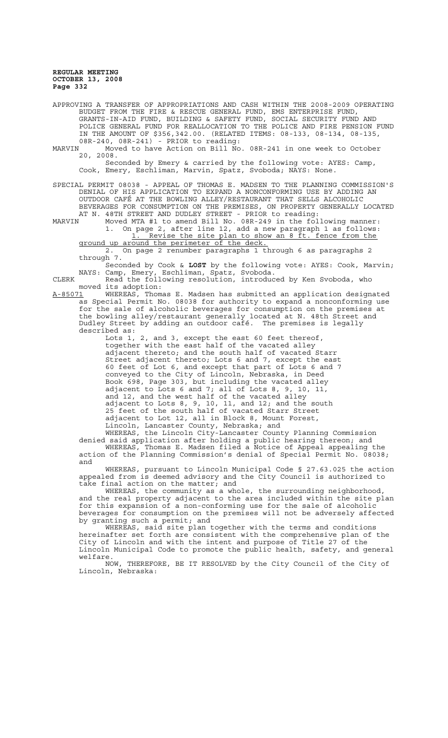APPROVING A TRANSFER OF APPROPRIATIONS AND CASH WITHIN THE 2008-2009 OPERATING BUDGET FROM THE FIRE & RESCUE GENERAL FUND, EMS ENTERPRISE FUND, GRANTS-IN-AID FUND, BUILDING & SAFETY FUND, SOCIAL SECURITY FUND AND POLICE GENERAL FUND FOR REALLOCATION TO THE POLICE AND FIRE PENSION FUND IN THE AMOUNT OF $356,342.00. (RELATED ITEMS: 08-133, 08-134, 08-135, 08R-240, 08R-241) - PRIOR to reading:

MARVIN Moved to have Action on Bill No. 08R-241 in one week to October 20, 2008.

Seconded by Emery & carried by the following vote: AYES: Camp, Cook, Emery, Eschliman, Marvin, Spatz, Svoboda; NAYS: None.

SPECIAL PERMIT 08038 - APPEAL OF THOMAS E. MADSEN TO THE PLANNING COMMISSION'S DENIAL OF HIS APPLICATION TO EXPAND A NONCONFORMING USE BY ADDING AN OUTDOOR CAFÉ AT THE BOWLING ALLEY/RESTAURANT THAT SELLS ALCOHOLIC BEVERAGES FOR CONSUMPTION ON THE PREMISES, ON PROPERTY GENERALLY LOCATED AT N. 48TH STREET AND DUDLEY STREET - PRIOR to reading:

MARVIN Moved MTA #1 to amend Bill No. 08R-249 in the following manner:

1. On page 2, after line 12, add a new paragraph 1 as follows: <u>1. Revise the site plan to show an 8 ft. fence from the ground up around the perimeter of the deck.</u>

2. On page 2 renumber paragraphs 1 through 6 as paragraphs 2 through 7.

Seconded by Cook & **LOST** by the following vote: AYES: Cook, Marvin; NAYS: Camp, Emery, Eschliman, Spatz, Svoboda.

CLERK Read the following resolution, introduced by Ken Svoboda, who moved its adoption:

<u>A-85071</u> WHEREAS, Thomas E. Madsen has submitted an application designated as Special Permit No. 08038 for authority to expand a nonconforming use for the sale of alcoholic beverages for consumption on the premises at the bowling alley/restaurant generally located at N. 48th Street and Dudley Street by adding an outdoor café. The premises is legally described as:

> Lots 1, 2, and 3, except the east 60 feet thereof, together with the east half of the vacated alley adjacent thereto; and the south half of vacated Starr Street adjacent thereto; Lots 6 and 7, except the east 60 feet of Lot 6, and except that part of Lots 6 and 7 conveyed to the City of Lincoln, Nebraska, in Deed Book 698, Page 303, but including the vacated alley adjacent to Lots 6 and 7; all of Lots 8, 9, 10, 11, and 12, and the west half of the vacated alley adjacent to Lots 8, 9, 10, 11, and 12; and the south 25 feet of the south half of vacated Starr Street adjacent to Lot 12, all in Block 8, Mount Forest, Lincoln, Lancaster County, Nebraska; and

WHEREAS, the Lincoln City-Lancaster County Planning Commission denied said application after holding a public hearing thereon; and

WHEREAS, Thomas E. Madsen filed a Notice of Appeal appealing the action of the Planning Commission's denial of Special Permit No. 08038; and

WHEREAS, pursuant to Lincoln Municipal Code § 27.63.025 the action appealed from is deemed advisory and the City Council is authorized to take final action on the matter; and

WHEREAS, the community as a whole, the surrounding neighborhood, and the real property adjacent to the area included within the site plan for this expansion of a non-conforming use for the sale of alcoholic beverages for consumption on the premises will not be adversely affected by granting such a permit; and

WHEREAS, said site plan together with the terms and conditions hereinafter set forth are consistent with the comprehensive plan of the City of Lincoln and with the intent and purpose of Title 27 of the Lincoln Municipal Code to promote the public health, safety, and general welfare.

NOW, THEREFORE, BE IT RESOLVED by the City Council of the City of Lincoln, Nebraska: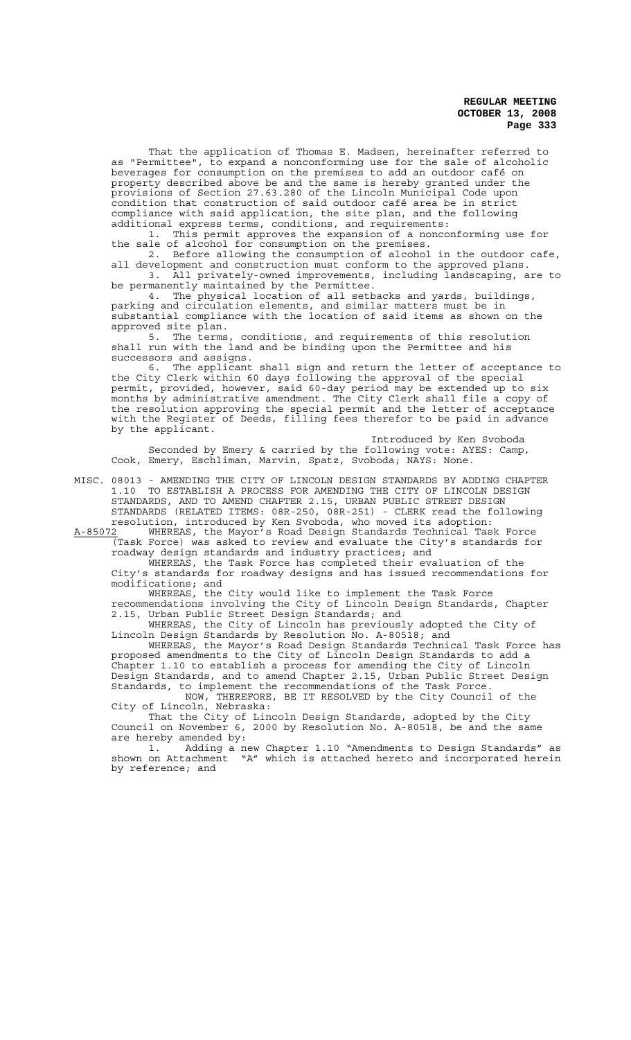That the application of Thomas E. Madsen, hereinafter referred to as "Permittee", to expand a nonconforming use for the sale of alcoholic beverages for consumption on the premises to add an outdoor café on property described above be and the same is hereby granted under the provisions of Section 27.63.280 of the Lincoln Municipal Code upon condition that construction of said outdoor café area be in strict compliance with said application, the site plan, and the following additional express terms, conditions, and requirements:

1. This permit approves the expansion of a nonconforming use for the sale of alcohol for consumption on the premises.
2. Before allowing the consumption of alcohol in the outdoor cafe, all development and construction must conform to the approved plans.
3. All privately-owned improvements, including landscaping, are to be permanently maintained by the Permittee.
4. The physical location of all setbacks and yards, buildings, parking and circulation elements, and similar matters must be in substantial compliance with the location of said items as shown on the approved site plan.
5. The terms, conditions, and requirements of this resolution shall run with the land and be binding upon the Permittee and his successors and assigns.
6. The applicant shall sign and return the letter of acceptance to the City Clerk within 60 days following the approval of the special permit, provided, however, said 60-day period may be extended up to six months by administrative amendment. The City Clerk shall file a copy of the resolution approving the special permit and the letter of acceptance with the Register of Deeds, filling fees therefor to be paid in advance by the applicant.

Introduced by Ken Svoboda

Seconded by Emery & carried by the following vote: AYES: Camp, Cook, Emery, Eschliman, Marvin, Spatz, Svoboda; NAYS: None.

MISC. 08013 - AMENDING THE CITY OF LINCOLN DESIGN STANDARDS BY ADDING CHAPTER 1.10 TO ESTABLISH A PROCESS FOR AMENDING THE CITY OF LINCOLN DESIGN STANDARDS, AND TO AMEND CHAPTER 2.15, URBAN PUBLIC STREET DESIGN STANDARDS (RELATED ITEMS: 08R-250, 08R-251) - CLERK read the following resolution, introduced by Ken Svoboda, who moved its adoption:

A-85072 WHEREAS, the Mayor's Road Design Standards Technical Task Force (Task Force) was asked to review and evaluate the City's standards for roadway design standards and industry practices; and

WHEREAS, the Task Force has completed their evaluation of the City's standards for roadway designs and has issued recommendations for modifications; and

WHEREAS, the City would like to implement the Task Force recommendations involving the City of Lincoln Design Standards, Chapter 2.15, Urban Public Street Design Standards; and

WHEREAS, the City of Lincoln has previously adopted the City of Lincoln Design Standards by Resolution No. A-80518; and

WHEREAS, the Mayor's Road Design Standards Technical Task Force has proposed amendments to the City of Lincoln Design Standards to add a Chapter 1.10 to establish a process for amending the City of Lincoln Design Standards, and to amend Chapter 2.15, Urban Public Street Design Standards, to implement the recommendations of the Task Force.

NOW, THEREFORE, BE IT RESOLVED by the City Council of the City of Lincoln, Nebraska:

That the City of Lincoln Design Standards, adopted by the City Council on November 6, 2000 by Resolution No. A-80518, be and the same are hereby amended by:

1. Adding a new Chapter 1.10 "Amendments to Design Standards" as shown on Attachment "A" which is attached hereto and incorporated herein by reference; and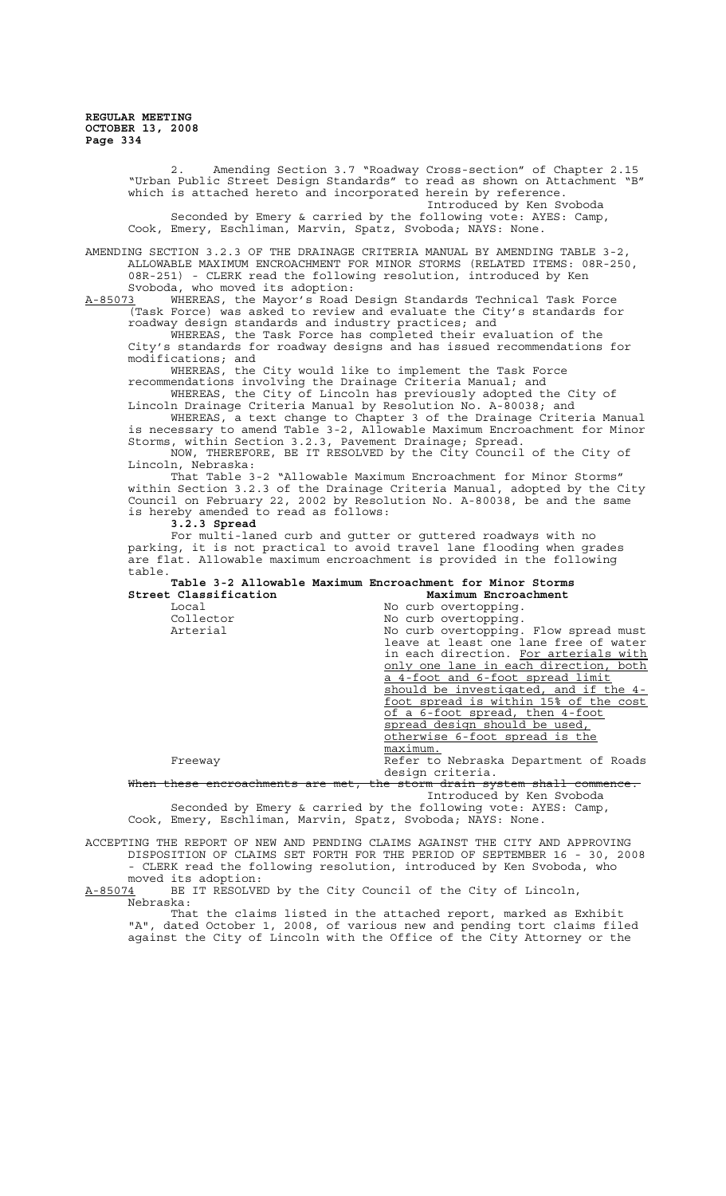2. Amending Section 3.7 "Roadway Cross-section" of Chapter 2.15 "Urban Public Street Design Standards" to read as shown on Attachment "B" which is attached hereto and incorporated herein by reference.

Introduced by Ken Svoboda

Seconded by Emery & carried by the following vote: AYES: Camp, Cook, Emery, Eschliman, Marvin, Spatz, Svoboda; NAYS: None.

AMENDING SECTION 3.2.3 OF THE DRAINAGE CRITERIA MANUAL BY AMENDING TABLE 3-2, ALLOWABLE MAXIMUM ENCROACHMENT FOR MINOR STORMS (RELATED ITEMS: 08R-250, 08R-251) - CLERK read the following resolution, introduced by Ken Svoboda, who moved its adoption:

A-85073 WHEREAS, the Mayor's Road Design Standards Technical Task Force (Task Force) was asked to review and evaluate the City's standards for roadway design standards and industry practices; and

WHEREAS, the Task Force has completed their evaluation of the City's standards for roadway designs and has issued recommendations for modifications; and

WHEREAS, the City would like to implement the Task Force recommendations involving the Drainage Criteria Manual; and

WHEREAS, the City of Lincoln has previously adopted the City of Lincoln Drainage Criteria Manual by Resolution No. A-80038; and

WHEREAS, a text change to Chapter 3 of the Drainage Criteria Manual is necessary to amend Table 3-2, Allowable Maximum Encroachment for Minor Storms, within Section 3.2.3, Pavement Drainage; Spread.

NOW, THEREFORE, BE IT RESOLVED by the City Council of the City of Lincoln, Nebraska:

That Table 3-2 "Allowable Maximum Encroachment for Minor Storms" within Section 3.2.3 of the Drainage Criteria Manual, adopted by the City Council on February 22, 2002 by Resolution No. A-80038, be and the same is hereby amended to read as follows:

**3.2.3 Spread**

For multi-laned curb and gutter or guttered roadways with no parking, it is not practical to avoid travel lane flooding when grades are flat. Allowable maximum encroachment is provided in the following table.

**Table 3-2 Allowable Maximum Encroachment for Minor Storms**

| **Street Classification** | **Maximum Encroachment** |
|---|---|
| Local | No curb overtopping. |
| Collector | No curb overtopping. |
| Arterial | No curb overtopping. Flow spread must leave at least one lane free of water in each direction. For arterials with only one lane in each direction, both a 4-foot and 6-foot spread limit should be investigated, and if the 4-foot spread is within 15% of the cost of a 6-foot spread, then 4-foot spread design should be used, otherwise 6-foot spread is the maximum. |
| Freeway | Refer to Nebraska Department of Roads design criteria. |

~~When these encroachments are met, the storm drain system shall commence.~~

Introduced by Ken Svoboda

Seconded by Emery & carried by the following vote: AYES: Camp, Cook, Emery, Eschliman, Marvin, Spatz, Svoboda; NAYS: None.

ACCEPTING THE REPORT OF NEW AND PENDING CLAIMS AGAINST THE CITY AND APPROVING DISPOSITION OF CLAIMS SET FORTH FOR THE PERIOD OF SEPTEMBER 16 - 30, 2008 - CLERK read the following resolution, introduced by Ken Svoboda, who moved its adoption:

A-85074 BE IT RESOLVED by the City Council of the City of Lincoln, Nebraska:

That the claims listed in the attached report, marked as Exhibit "A", dated October 1, 2008, of various new and pending tort claims filed against the City of Lincoln with the Office of the City Attorney or the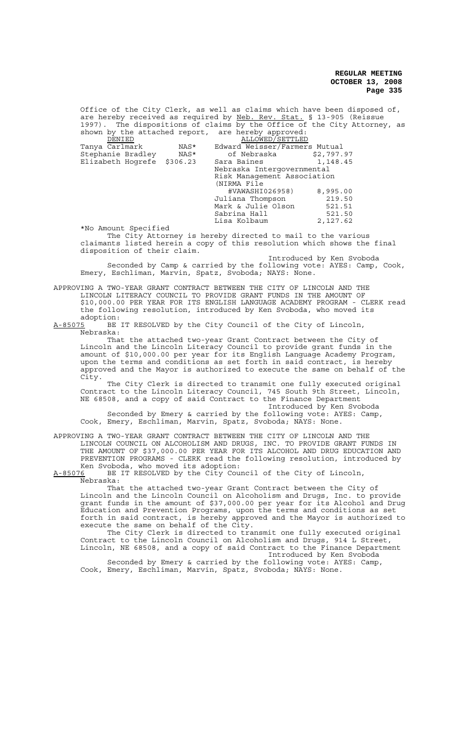Office of the City Clerk, as well as claims which have been disposed of, are hereby received as required by Neb. Rev. Stat. § 13-905 (Reissue 1997). The dispositions of claims by the Office of the City Attorney, as shown by the attached report, are hereby approved:

| DENIED | | ALLOWED/SETTLED | |
|---|---|---|---|
| Tanya Carlmark | NAS* | Edward Weisser/Farmers Mutual of Nebraska | $2,797.97 |
| Stephanie Bradley | NAS* | Sara Baines | 1,148.45 |
| Elizabeth Hogrefe | $306.23 | Nebraska Intergovernmental Risk Management Association (NIRMA File #VAWASHI026958) | 8,995.00 |
| | | Juliana Thompson | 219.50 |
| | | Mark & Julie Olson | 521.51 |
| | | Sabrina Hall | 521.50 |
| | | Lisa Kolbaum | 2,127.62 |

*No Amount Specified

The City Attorney is hereby directed to mail to the various claimants listed herein a copy of this resolution which shows the final disposition of their claim.

Introduced by Ken Svoboda

Seconded by Camp & carried by the following vote: AYES: Camp, Cook, Emery, Eschliman, Marvin, Spatz, Svoboda; NAYS: None.

APPROVING A TWO-YEAR GRANT CONTRACT BETWEEN THE CITY OF LINCOLN AND THE LINCOLN LITERACY COUNCIL TO PROVIDE GRANT FUNDS IN THE AMOUNT OF $10,000.00 PER YEAR FOR ITS ENGLISH LANGUAGE ACADEMY PROGRAM - CLERK read the following resolution, introduced by Ken Svoboda, who moved its adoption:

A-85075 BE IT RESOLVED by the City Council of the City of Lincoln, Nebraska:

That the attached two-year Grant Contract between the City of Lincoln and the Lincoln Literacy Council to provide grant funds in the amount of $10,000.00 per year for its English Language Academy Program, upon the terms and conditions as set forth in said contract, is hereby approved and the Mayor is authorized to execute the same on behalf of the City.

The City Clerk is directed to transmit one fully executed original Contract to the Lincoln Literacy Council, 745 South 9th Street, Lincoln, NE 68508, and a copy of said Contract to the Finance Department

Introduced by Ken Svoboda

Seconded by Emery & carried by the following vote: AYES: Camp, Cook, Emery, Eschliman, Marvin, Spatz, Svoboda; NAYS: None.

APPROVING A TWO-YEAR GRANT CONTRACT BETWEEN THE CITY OF LINCOLN AND THE LINCOLN COUNCIL ON ALCOHOLISM AND DRUGS, INC. TO PROVIDE GRANT FUNDS IN THE AMOUNT OF $37,000.00 PER YEAR FOR ITS ALCOHOL AND DRUG EDUCATION AND PREVENTION PROGRAMS - CLERK read the following resolution, introduced by Ken Svoboda, who moved its adoption:

A-85076 BE IT RESOLVED by the City Council of the City of Lincoln, Nebraska:

That the attached two-year Grant Contract between the City of Lincoln and the Lincoln Council on Alcoholism and Drugs, Inc. to provide grant funds in the amount of $37,000.00 per year for its Alcohol and Drug Education and Prevention Programs, upon the terms and conditions as set forth in said contract, is hereby approved and the Mayor is authorized to execute the same on behalf of the City.

The City Clerk is directed to transmit one fully executed original Contract to the Lincoln Council on Alcoholism and Drugs, 914 L Street, Lincoln, NE 68508, and a copy of said Contract to the Finance Department

Introduced by Ken Svoboda

Seconded by Emery & carried by the following vote: AYES: Camp, Cook, Emery, Eschliman, Marvin, Spatz, Svoboda; NAYS: None.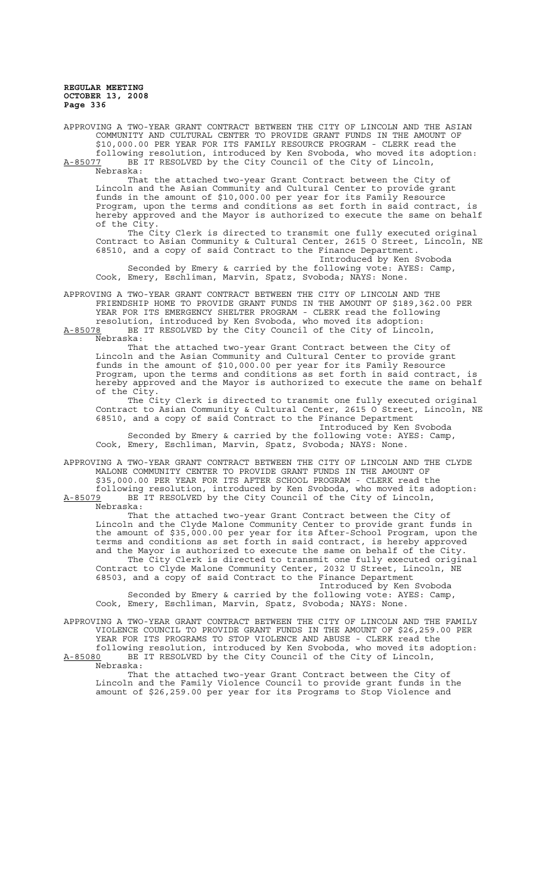APPROVING A TWO-YEAR GRANT CONTRACT BETWEEN THE CITY OF LINCOLN AND THE ASIAN COMMUNITY AND CULTURAL CENTER TO PROVIDE GRANT FUNDS IN THE AMOUNT OF $10,000.00 PER YEAR FOR ITS FAMILY RESOURCE PROGRAM - CLERK read the following resolution, introduced by Ken Svoboda, who moved its adoption:

A-85077 BE IT RESOLVED by the City Council of the City of Lincoln, Nebraska:

That the attached two-year Grant Contract between the City of Lincoln and the Asian Community and Cultural Center to provide grant funds in the amount of $10,000.00 per year for its Family Resource Program, upon the terms and conditions as set forth in said contract, is hereby approved and the Mayor is authorized to execute the same on behalf of the City.

The City Clerk is directed to transmit one fully executed original Contract to Asian Community & Cultural Center, 2615 O Street, Lincoln, NE 68510, and a copy of said Contract to the Finance Department.

Introduced by Ken Svoboda

Seconded by Emery & carried by the following vote: AYES: Camp, Cook, Emery, Eschliman, Marvin, Spatz, Svoboda; NAYS: None.

APPROVING A TWO-YEAR GRANT CONTRACT BETWEEN THE CITY OF LINCOLN AND THE FRIENDSHIP HOME TO PROVIDE GRANT FUNDS IN THE AMOUNT OF $189,362.00 PER YEAR FOR ITS EMERGENCY SHELTER PROGRAM - CLERK read the following resolution, introduced by Ken Svoboda, who moved its adoption:

A-85078 BE IT RESOLVED by the City Council of the City of Lincoln, Nebraska:

That the attached two-year Grant Contract between the City of Lincoln and the Asian Community and Cultural Center to provide grant funds in the amount of $10,000.00 per year for its Family Resource Program, upon the terms and conditions as set forth in said contract, is hereby approved and the Mayor is authorized to execute the same on behalf of the City.

The City Clerk is directed to transmit one fully executed original Contract to Asian Community & Cultural Center, 2615 O Street, Lincoln, NE 68510, and a copy of said Contract to the Finance Department

Introduced by Ken Svoboda

Seconded by Emery & carried by the following vote: AYES: Camp, Cook, Emery, Eschliman, Marvin, Spatz, Svoboda; NAYS: None.

APPROVING A TWO-YEAR GRANT CONTRACT BETWEEN THE CITY OF LINCOLN AND THE CLYDE MALONE COMMUNITY CENTER TO PROVIDE GRANT FUNDS IN THE AMOUNT OF $35,000.00 PER YEAR FOR ITS AFTER SCHOOL PROGRAM - CLERK read the following resolution, introduced by Ken Svoboda, who moved its adoption:

A-85079 BE IT RESOLVED by the City Council of the City of Lincoln, Nebraska:

That the attached two-year Grant Contract between the City of Lincoln and the Clyde Malone Community Center to provide grant funds in the amount of $35,000.00 per year for its After-School Program, upon the terms and conditions as set forth in said contract, is hereby approved and the Mayor is authorized to execute the same on behalf of the City.

The City Clerk is directed to transmit one fully executed original Contract to Clyde Malone Community Center, 2032 U Street, Lincoln, NE 68503, and a copy of said Contract to the Finance Department

Introduced by Ken Svoboda

Seconded by Emery & carried by the following vote: AYES: Camp, Cook, Emery, Eschliman, Marvin, Spatz, Svoboda; NAYS: None.

APPROVING A TWO-YEAR GRANT CONTRACT BETWEEN THE CITY OF LINCOLN AND THE FAMILY VIOLENCE COUNCIL TO PROVIDE GRANT FUNDS IN THE AMOUNT OF $26,259.00 PER YEAR FOR ITS PROGRAMS TO STOP VIOLENCE AND ABUSE - CLERK read the following resolution, introduced by Ken Svoboda, who moved its adoption:

A-85080 BE IT RESOLVED by the City Council of the City of Lincoln, Nebraska:

That the attached two-year Grant Contract between the City of Lincoln and the Family Violence Council to provide grant funds in the amount of $26,259.00 per year for its Programs to Stop Violence and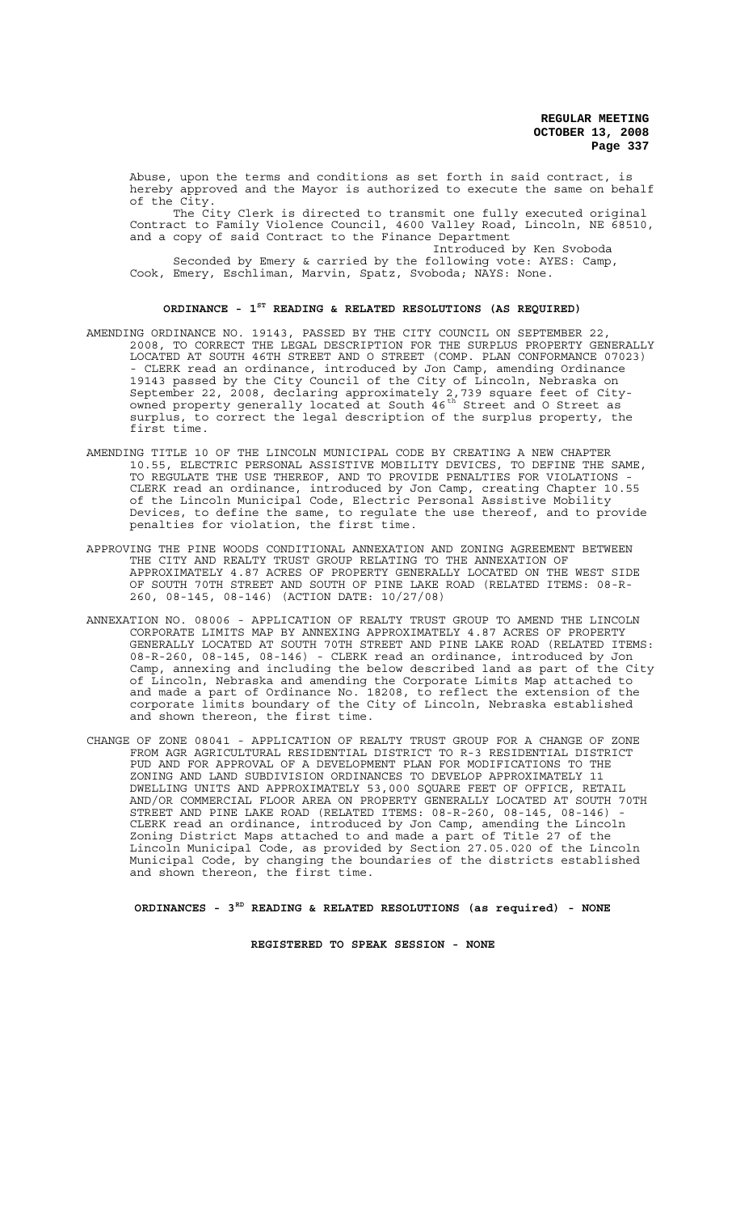Abuse, upon the terms and conditions as set forth in said contract, is hereby approved and the Mayor is authorized to execute the same on behalf of the City.

The City Clerk is directed to transmit one fully executed original Contract to Family Violence Council, 4600 Valley Road, Lincoln, NE 68510, and a copy of said Contract to the Finance Department

Introduced by Ken Svoboda

Seconded by Emery & carried by the following vote: AYES: Camp, Cook, Emery, Eschliman, Marvin, Spatz, Svoboda; NAYS: None.

## ORDINANCE - 1ST READING & RELATED RESOLUTIONS (AS REQUIRED)

AMENDING ORDINANCE NO. 19143, PASSED BY THE CITY COUNCIL ON SEPTEMBER 22, 2008, TO CORRECT THE LEGAL DESCRIPTION FOR THE SURPLUS PROPERTY GENERALLY LOCATED AT SOUTH 46TH STREET AND O STREET (COMP. PLAN CONFORMANCE 07023) - CLERK read an ordinance, introduced by Jon Camp, amending Ordinance 19143 passed by the City Council of the City of Lincoln, Nebraska on September 22, 2008, declaring approximately 2,739 square feet of City-owned property generally located at South 46th Street and O Street as surplus, to correct the legal description of the surplus property, the first time.

AMENDING TITLE 10 OF THE LINCOLN MUNICIPAL CODE BY CREATING A NEW CHAPTER 10.55, ELECTRIC PERSONAL ASSISTIVE MOBILITY DEVICES, TO DEFINE THE SAME, TO REGULATE THE USE THEREOF, AND TO PROVIDE PENALTIES FOR VIOLATIONS - CLERK read an ordinance, introduced by Jon Camp, creating Chapter 10.55 of the Lincoln Municipal Code, Electric Personal Assistive Mobility Devices, to define the same, to regulate the use thereof, and to provide penalties for violation, the first time.

APPROVING THE PINE WOODS CONDITIONAL ANNEXATION AND ZONING AGREEMENT BETWEEN THE CITY AND REALTY TRUST GROUP RELATING TO THE ANNEXATION OF APPROXIMATELY 4.87 ACRES OF PROPERTY GENERALLY LOCATED ON THE WEST SIDE OF SOUTH 70TH STREET AND SOUTH OF PINE LAKE ROAD (RELATED ITEMS: 08-R-260, 08-145, 08-146) (ACTION DATE: 10/27/08)

ANNEXATION NO. 08006 - APPLICATION OF REALTY TRUST GROUP TO AMEND THE LINCOLN CORPORATE LIMITS MAP BY ANNEXING APPROXIMATELY 4.87 ACRES OF PROPERTY GENERALLY LOCATED AT SOUTH 70TH STREET AND PINE LAKE ROAD (RELATED ITEMS: 08-R-260, 08-145, 08-146) - CLERK read an ordinance, introduced by Jon Camp, annexing and including the below described land as part of the City of Lincoln, Nebraska and amending the Corporate Limits Map attached to and made a part of Ordinance No. 18208, to reflect the extension of the corporate limits boundary of the City of Lincoln, Nebraska established and shown thereon, the first time.

CHANGE OF ZONE 08041 - APPLICATION OF REALTY TRUST GROUP FOR A CHANGE OF ZONE FROM AGR AGRICULTURAL RESIDENTIAL DISTRICT TO R-3 RESIDENTIAL DISTRICT PUD AND FOR APPROVAL OF A DEVELOPMENT PLAN FOR MODIFICATIONS TO THE ZONING AND LAND SUBDIVISION ORDINANCES TO DEVELOP APPROXIMATELY 11 DWELLING UNITS AND APPROXIMATELY 53,000 SQUARE FEET OF OFFICE, RETAIL AND/OR COMMERCIAL FLOOR AREA ON PROPERTY GENERALLY LOCATED AT SOUTH 70TH STREET AND PINE LAKE ROAD (RELATED ITEMS: 08-R-260, 08-145, 08-146) - CLERK read an ordinance, introduced by Jon Camp, amending the Lincoln Zoning District Maps attached to and made a part of Title 27 of the Lincoln Municipal Code, as provided by Section 27.05.020 of the Lincoln Municipal Code, by changing the boundaries of the districts established and shown thereon, the first time.

## ORDINANCES - 3RD READING & RELATED RESOLUTIONS (as required) - NONE

## REGISTERED TO SPEAK SESSION - NONE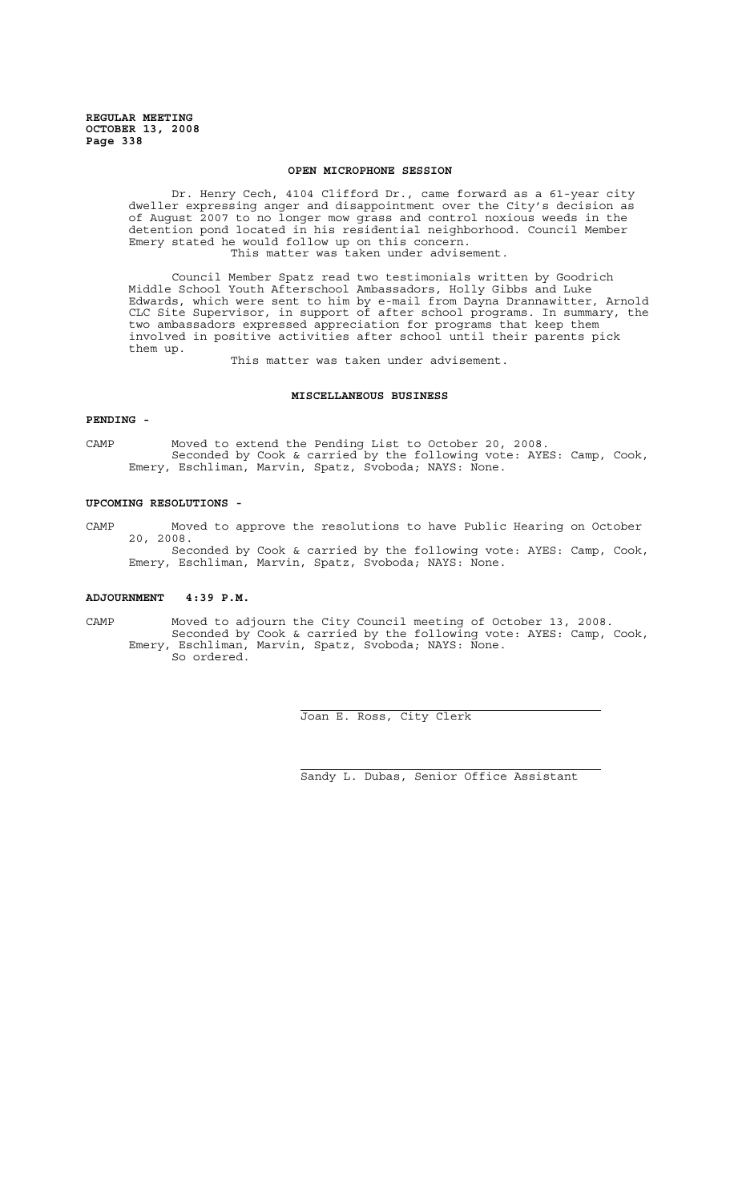## OPEN MICROPHONE SESSION

Dr. Henry Cech, 4104 Clifford Dr., came forward as a 61-year city dweller expressing anger and disappointment over the City's decision as of August 2007 to no longer mow grass and control noxious weeds in the detention pond located in his residential neighborhood. Council Member Emery stated he would follow up on this concern.

This matter was taken under advisement.

Council Member Spatz read two testimonials written by Goodrich Middle School Youth Afterschool Ambassadors, Holly Gibbs and Luke Edwards, which were sent to him by e-mail from Dayna Drannawitter, Arnold CLC Site Supervisor, in support of after school programs. In summary, the two ambassadors expressed appreciation for programs that keep them involved in positive activities after school until their parents pick them up.

This matter was taken under advisement.

## MISCELLANEOUS BUSINESS

**PENDING -**

CAMP Moved to extend the Pending List to October 20, 2008.
Seconded by Cook & carried by the following vote: AYES: Camp, Cook, Emery, Eschliman, Marvin, Spatz, Svoboda; NAYS: None.

**UPCOMING RESOLUTIONS -**

CAMP Moved to approve the resolutions to have Public Hearing on October 20, 2008.
Seconded by Cook & carried by the following vote: AYES: Camp, Cook, Emery, Eschliman, Marvin, Spatz, Svoboda; NAYS: None.

**ADJOURNMENT 4:39 P.M.**

CAMP Moved to adjourn the City Council meeting of October 13, 2008.
Seconded by Cook & carried by the following vote: AYES: Camp, Cook, Emery, Eschliman, Marvin, Spatz, Svoboda; NAYS: None.
So ordered.

Joan E. Ross, City Clerk

Sandy L. Dubas, Senior Office Assistant